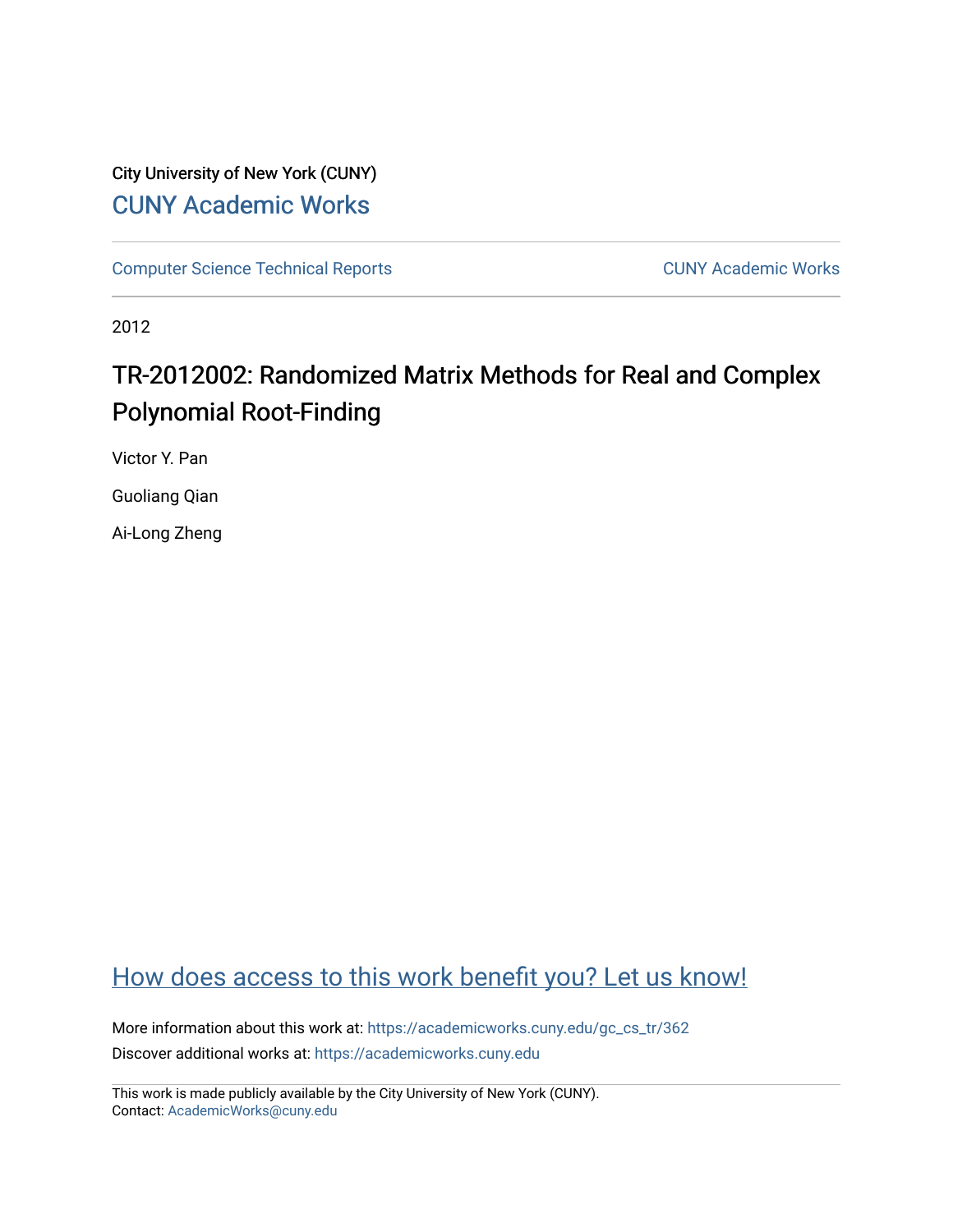City University of New York (CUNY)

CUNY Academic Works

Computer Science Technical Reports | CUNY Academic Works

2012

# TR-2012002: Randomized Matrix Methods for Real and Complex Polynomial Root-Finding

Victor Y. Pan

Guoliang Qian

Ai-Long Zheng

How does access to this work benefit you? Let us know!

More information about this work at: https://academicworks.cuny.edu/gc_cs_tr/362

Discover additional works at: https://academicworks.cuny.edu

This work is made publicly available by the City University of New York (CUNY).
Contact: AcademicWorks@cuny.edu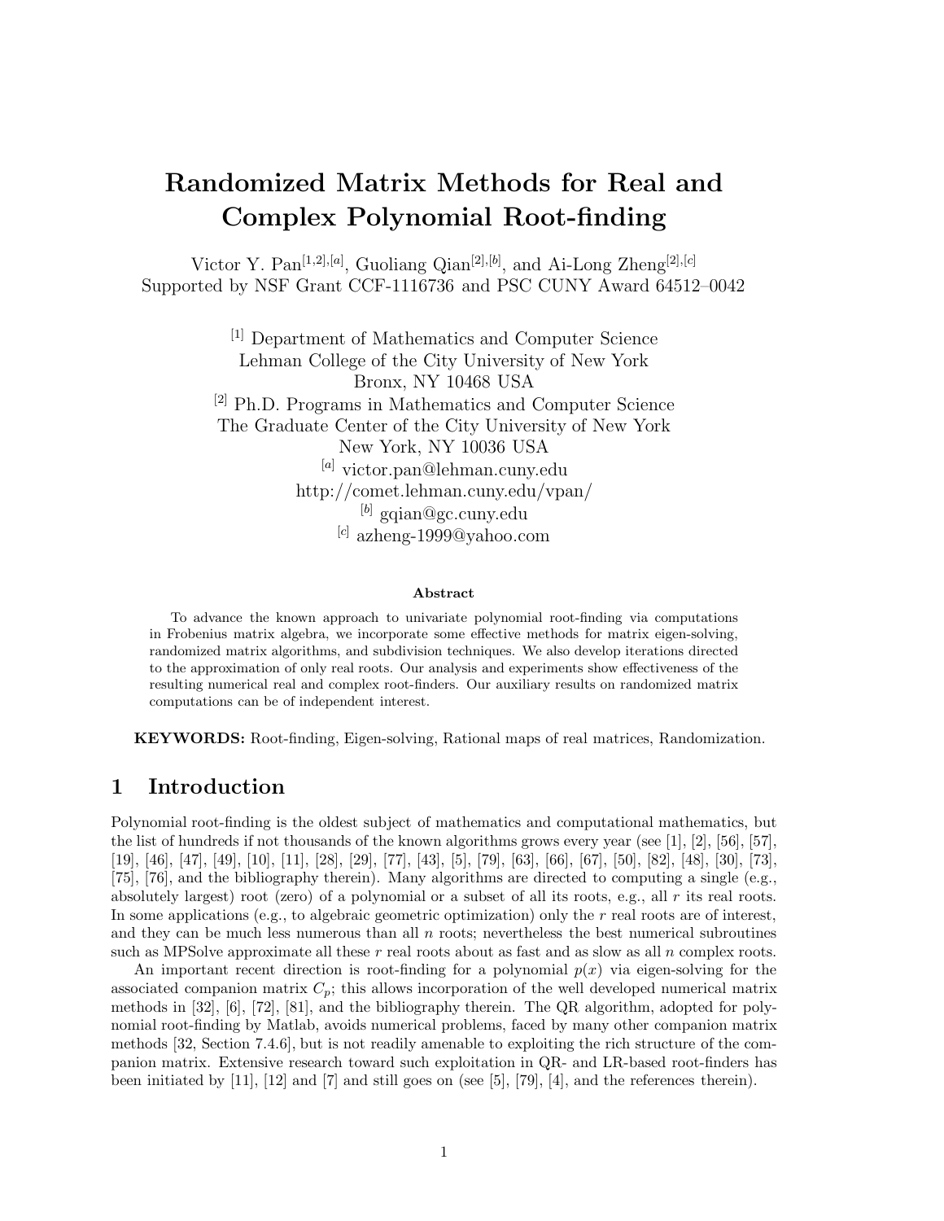# Randomized Matrix Methods for Real and Complex Polynomial Root-finding

Victor Y. Pan[1,2],[a], Guoliang Qian[2],[b], and Ai-Long Zheng[2],[c]
Supported by NSF Grant CCF-1116736 and PSC CUNY Award 64512–0042

[1] Department of Mathematics and Computer Science
Lehman College of the City University of New York
Bronx, NY 10468 USA
[2] Ph.D. Programs in Mathematics and Computer Science
The Graduate Center of the City University of New York
New York, NY 10036 USA
[a] victor.pan@lehman.cuny.edu
http://comet.lehman.cuny.edu/vpan/
[b] gqian@gc.cuny.edu
[c] azheng-1999@yahoo.com

**Abstract**

To advance the known approach to univariate polynomial root-finding via computations in Frobenius matrix algebra, we incorporate some effective methods for matrix eigen-solving, randomized matrix algorithms, and subdivision techniques. We also develop iterations directed to the approximation of only real roots. Our analysis and experiments show effectiveness of the resulting numerical real and complex root-finders. Our auxiliary results on randomized matrix computations can be of independent interest.

**KEYWORDS:** Root-finding, Eigen-solving, Rational maps of real matrices, Randomization.

## 1 Introduction

Polynomial root-finding is the oldest subject of mathematics and computational mathematics, but the list of hundreds if not thousands of the known algorithms grows every year (see [1], [2], [56], [57], [19], [46], [47], [49], [10], [11], [28], [29], [77], [43], [5], [79], [63], [66], [67], [50], [82], [48], [30], [73], [75], [76], and the bibliography therein). Many algorithms are directed to computing a single (e.g., absolutely largest) root (zero) of a polynomial or a subset of all its roots, e.g., all $r$ its real roots. In some applications (e.g., to algebraic geometric optimization) only the $r$ real roots are of interest, and they can be much less numerous than all $n$ roots; nevertheless the best numerical subroutines such as MPSolve approximate all these $r$ real roots about as fast and as slow as all $n$ complex roots.

An important recent direction is root-finding for a polynomial $p(x)$ via eigen-solving for the associated companion matrix $C_p$; this allows incorporation of the well developed numerical matrix methods in [32], [6], [72], [81], and the bibliography therein. The QR algorithm, adopted for polynomial root-finding by Matlab, avoids numerical problems, faced by many other companion matrix methods [32, Section 7.4.6], but is not readily amenable to exploiting the rich structure of the companion matrix. Extensive research toward such exploitation in QR- and LR-based root-finders has been initiated by [11], [12] and [7] and still goes on (see [5], [79], [4], and the references therein).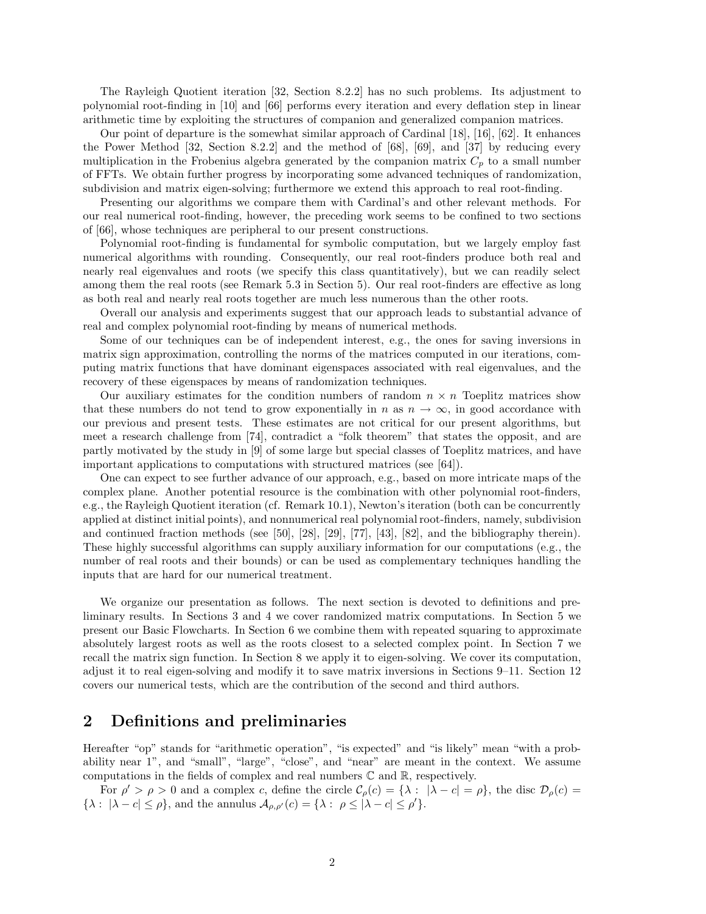The Rayleigh Quotient iteration [32, Section 8.2.2] has no such problems. Its adjustment to polynomial root-finding in [10] and [66] performs every iteration and every deflation step in linear arithmetic time by exploiting the structures of companion and generalized companion matrices.

Our point of departure is the somewhat similar approach of Cardinal [18], [16], [62]. It enhances the Power Method [32, Section 8.2.2] and the method of [68], [69], and [37] by reducing every multiplication in the Frobenius algebra generated by the companion matrix $C_p$ to a small number of FFTs. We obtain further progress by incorporating some advanced techniques of randomization, subdivision and matrix eigen-solving; furthermore we extend this approach to real root-finding.

Presenting our algorithms we compare them with Cardinal's and other relevant methods. For our real numerical root-finding, however, the preceding work seems to be confined to two sections of [66], whose techniques are peripheral to our present constructions.

Polynomial root-finding is fundamental for symbolic computation, but we largely employ fast numerical algorithms with rounding. Consequently, our real root-finders produce both real and nearly real eigenvalues and roots (we specify this class quantitatively), but we can readily select among them the real roots (see Remark 5.3 in Section 5). Our real root-finders are effective as long as both real and nearly real roots together are much less numerous than the other roots.

Overall our analysis and experiments suggest that our approach leads to substantial advance of real and complex polynomial root-finding by means of numerical methods.

Some of our techniques can be of independent interest, e.g., the ones for saving inversions in matrix sign approximation, controlling the norms of the matrices computed in our iterations, computing matrix functions that have dominant eigenspaces associated with real eigenvalues, and the recovery of these eigenspaces by means of randomization techniques.

Our auxiliary estimates for the condition numbers of random $n \times n$ Toeplitz matrices show that these numbers do not tend to grow exponentially in $n$ as $n \to \infty$, in good accordance with our previous and present tests. These estimates are not critical for our present algorithms, but meet a research challenge from [74], contradict a "folk theorem" that states the opposit, and are partly motivated by the study in [9] of some large but special classes of Toeplitz matrices, and have important applications to computations with structured matrices (see [64]).

One can expect to see further advance of our approach, e.g., based on more intricate maps of the complex plane. Another potential resource is the combination with other polynomial root-finders, e.g., the Rayleigh Quotient iteration (cf. Remark 10.1), Newton's iteration (both can be concurrently applied at distinct initial points), and nonnumerical real polynomial root-finders, namely, subdivision and continued fraction methods (see [50], [28], [29], [77], [43], [82], and the bibliography therein). These highly successful algorithms can supply auxiliary information for our computations (e.g., the number of real roots and their bounds) or can be used as complementary techniques handling the inputs that are hard for our numerical treatment.

We organize our presentation as follows. The next section is devoted to definitions and preliminary results. In Sections 3 and 4 we cover randomized matrix computations. In Section 5 we present our Basic Flowcharts. In Section 6 we combine them with repeated squaring to approximate absolutely largest roots as well as the roots closest to a selected complex point. In Section 7 we recall the matrix sign function. In Section 8 we apply it to eigen-solving. We cover its computation, adjust it to real eigen-solving and modify it to save matrix inversions in Sections 9–11. Section 12 covers our numerical tests, which are the contribution of the second and third authors.

## 2 Definitions and preliminaries

Hereafter "op" stands for "arithmetic operation", "is expected" and "is likely" mean "with a probability near 1", and "small", "large", "close", and "near" are meant in the context. We assume computations in the fields of complex and real numbers $\mathbb{C}$ and $\mathbb{R}$, respectively.

For $\rho' > \rho > 0$ and a complex $c$, define the circle $\mathcal{C}_\rho(c) = \{\lambda : |\lambda - c| = \rho\}$, the disc $\mathcal{D}_\rho(c) = \{\lambda : |\lambda - c| \le \rho\}$, and the annulus $\mathcal{A}_{\rho,\rho'}(c) = \{\lambda : \rho \le |\lambda - c| \le \rho'\}$.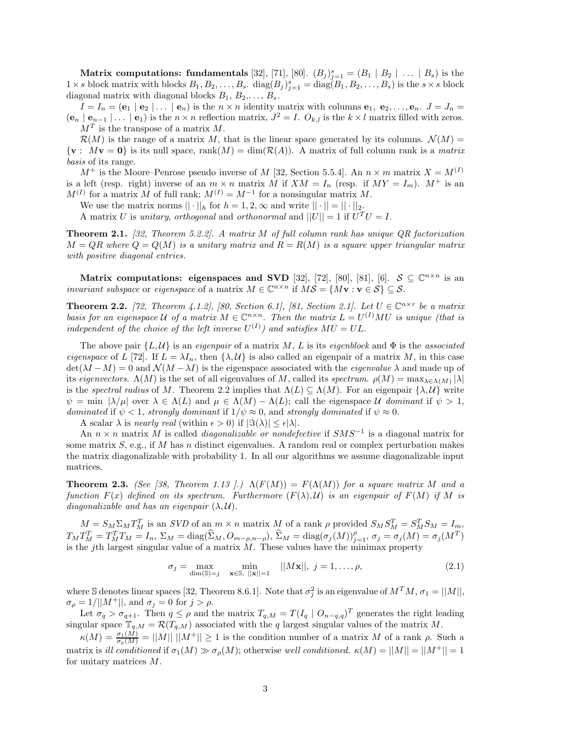**Matrix computations: fundamentals** [32], [71], [80]. $(B_j)_{j=1}^s = (B_1 \mid B_2 \mid \ldots \mid B_s)$ is the $1 \times s$ block matrix with blocks $B_1, B_2, \ldots, B_s$. $\mathrm{diag}(B_j)_{j=1}^s = \mathrm{diag}(B_1, B_2, \ldots, B_s)$ is the $s \times s$ block diagonal matrix with diagonal blocks $B_1, B_2, \ldots, B_s$.

$I = I_n = (\mathbf{e}_1 \mid \mathbf{e}_2 \mid \ldots \mid \mathbf{e}_n)$ is the $n \times n$ identity matrix with columns $\mathbf{e}_1, \mathbf{e}_2, \ldots, \mathbf{e}_n$. $J = J_n = (\mathbf{e}_n \mid \mathbf{e}_{n-1} \mid \ldots \mid \mathbf{e}_1)$ is the $n \times n$ reflection matrix, $J^2 = I$. $O_{k,l}$ is the $k \times l$ matrix filled with zeros.

$M^T$ is the transpose of a matrix $M$.

$\mathcal{R}(M)$ is the range of a matrix $M$, that is the linear space generated by its columns. $\mathcal{N}(M) = \{\mathbf{v} : M\mathbf{v} = \mathbf{0}\}$ is its null space, $\mathrm{rank}(M) = \dim(\mathcal{R}(A))$. A matrix of full column rank is a *matrix basis* of its range.

$M^+$ is the Moore–Penrose pseudo inverse of $M$ [32, Section 5.5.4]. An $n \times m$ matrix $X = M^{(I)}$ is a left (resp. right) inverse of an $m \times n$ matrix $M$ if $XM = I_n$ (resp. if $MY = I_m$). $M^+$ is an $M^{(I)}$ for a matrix $M$ of full rank; $M^{(I)} = M^{-1}$ for a nonsingular matrix $M$.

We use the matrix norms $||\cdot||_h$ for $h = 1, 2, \infty$ and write $||\cdot|| = ||\cdot||_2$.

A matrix $U$ is *unitary, orthogonal* and *orthonormal* and $||U|| = 1$ if $U^T U = I$.

**Theorem 2.1.** *[32, Theorem 5.2.2]. A matrix $M$ of full column rank has unique QR factorization $M = QR$ where $Q = Q(M)$ is a unitary matrix and $R = R(M)$ is a square upper triangular matrix with positive diagonal entries.*

**Matrix computations: eigenspaces and SVD** [32], [72], [80], [81], [6]. $\mathcal{S} \subseteq \mathbb{C}^{n \times n}$ is an *invariant subspace* or *eigenspace* of a matrix $M \in \mathbb{C}^{n \times n}$ if $M\mathcal{S} = \{M\mathbf{v} : \mathbf{v} \in \mathcal{S}\} \subseteq \mathcal{S}$.

**Theorem 2.2.** *[72, Theorem 4.1.2], [80, Section 6.1], [81, Section 2.1]. Let $U \in \mathbb{C}^{n \times r}$ be a matrix basis for an eigenspace $\mathcal{U}$ of a matrix $M \in \mathbb{C}^{n \times n}$. Then the matrix $L = U^{(I)} M U$ is unique (that is independent of the choice of the left inverse $U^{(I)}$) and satisfies $MU = UL$.*

The above pair $\{L, \mathcal{U}\}$ is an *eigenpair* of a matrix $M$, $L$ is its *eigenblock* and $\Phi$ is the *associated eigenspace* of $L$ [72]. If $L = \lambda I_n$, then $\{\lambda, \mathcal{U}\}$ is also called an eigenpair of a matrix $M$, in this case $\det(\lambda I - M) = 0$ and $\mathcal{N}(M - \lambda I)$ is the eigenspace associated with the *eigenvalue* $\lambda$ and made up of its *eigenvectors*. $\Lambda(M)$ is the set of all eigenvalues of $M$, called its *spectrum*. $\rho(M) = \max_{\lambda \in \Lambda(M)} |\lambda|$ is the *spectral radius* of $M$. Theorem 2.2 implies that $\Lambda(L) \subseteq \Lambda(M)$. For an eigenpair $\{\lambda, \mathcal{U}\}$ write $\psi = \min |\lambda/\mu|$ over $\lambda \in \Lambda(L)$ and $\mu \in \Lambda(M) - \Lambda(L)$; call the eigenspace $\mathcal{U}$ *dominant* if $\psi > 1$, *dominated* if $\psi < 1$, *strongly dominant* if $1/\psi \approx 0$, and *strongly dominated* if $\psi \approx 0$.

A scalar $\lambda$ is *nearly real* (within $\epsilon > 0$) if $|\Im(\lambda)| \leq \epsilon |\lambda|$.

An $n \times n$ matrix $M$ is called *diagonalizable or nondefective* if $SMS^{-1}$ is a diagonal matrix for some matrix $S$, e.g., if $M$ has $n$ distinct eigenvalues. A random real or complex perturbation makes the matrix diagonalizable with probability 1. In all our algorithms we assume diagonalizable input matrices.

**Theorem 2.3.** *(See [38, Theorem 1.13 ].) $\Lambda(F(M)) = F(\Lambda(M))$ for a square matrix $M$ and a function $F(x)$ defined on its spectrum. Furthermore $(F(\lambda), \mathcal{U})$ is an eigenpair of $F(M)$ if $M$ is diagonalizable and has an eigenpair $(\lambda, \mathcal{U})$.*

$M = S_M \Sigma_M T_M^T$ is an *SVD* of an $m \times n$ matrix $M$ of a rank $\rho$ provided $S_M S_M^T = S_M^T S_M = I_m$, $T_M T_M^T = T_M^T T_M = I_n$, $\Sigma_M = \mathrm{diag}(\widehat{\Sigma}_M, O_{m-\rho,n-\rho})$, $\widehat{\Sigma}_M = \mathrm{diag}(\sigma_j(M))_{j=1}^{\rho}$, $\sigma_j = \sigma_j(M) = \sigma_j(M^T)$ is the $j$th largest singular value of a matrix $M$. These values have the minimax property

$$\sigma_j = \max_{\dim(\mathbb{S})=j} \min_{\mathbf{x} \in \mathbb{S},\ ||\mathbf{x}||=1} ||M\mathbf{x}||,\ j = 1, \ldots, \rho, \tag{2.1}$$

where $\mathbb{S}$ denotes linear spaces [32, Theorem 8.6.1]. Note that $\sigma_j^2$ is an eigenvalue of $M^T M$, $\sigma_1 = ||M||$, $\sigma_\rho = 1/||M^+||$, and $\sigma_j = 0$ for $j > \rho$.

Let $\sigma_q > \sigma_{q+1}$. Then $q \leq \rho$ and the matrix $T_{q,M} = T(I_q \mid O_{n-q,q})^T$ generates the right leading singular space $\mathbb{T}_{q,M} = \mathcal{R}(T_{q,M})$ associated with the $q$ largest singular values of the matrix $M$.

$\kappa(M) = \frac{\sigma_1(M)}{\sigma_\rho(M)} = ||M||\,||M^+|| \geq 1$ is the condition number of a matrix $M$ of a rank $\rho$. Such a matrix is *ill conditioned* if $\sigma_1(M) \gg \sigma_\rho(M)$; otherwise *well conditioned*. $\kappa(M) = ||M|| = ||M^+|| = 1$ for unitary matrices $M$.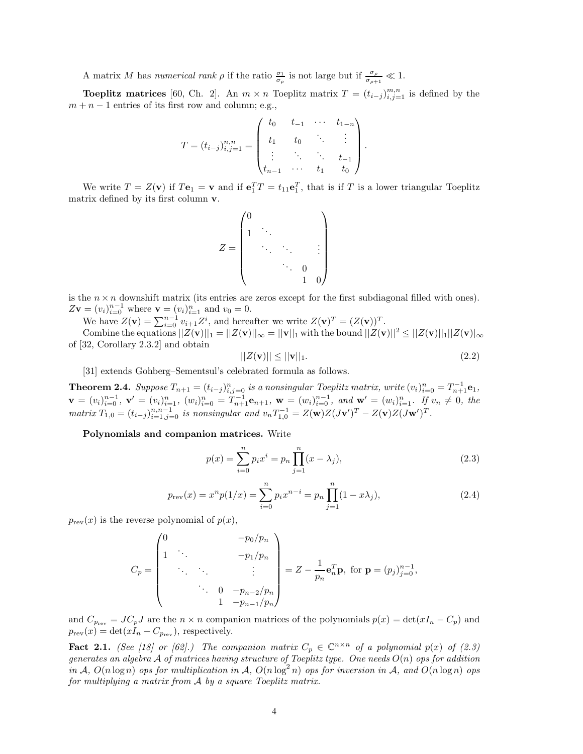A matrix $M$ has *numerical rank* $\rho$ if the ratio $\frac{\sigma_1}{\sigma_\rho}$ is not large but if $\frac{\sigma_\rho}{\sigma_{\rho+1}} \ll 1$.

**Toeplitz matrices** [60, Ch. 2]. An $m \times n$ Toeplitz matrix $T = (t_{i-j})_{i,j=1}^{m,n}$ is defined by the $m+n-1$ entries of its first row and column; e.g.,

$$T = (t_{i-j})_{i,j=1}^{n,n} = \begin{pmatrix} t_0 & t_{-1} & \cdots & t_{1-n} \\ t_1 & t_0 & \ddots & \vdots \\ \vdots & \ddots & \ddots & t_{-1} \\ t_{n-1} & \cdots & t_1 & t_0 \end{pmatrix}.$$

We write $T = Z(\mathbf{v})$ if $T\mathbf{e}_1 = \mathbf{v}$ and if $\mathbf{e}_1^T T = t_{11}\mathbf{e}_1^T$, that is if $T$ is a lower triangular Toeplitz matrix defined by its first column $\mathbf{v}$.

$$Z = \begin{pmatrix} 0 & & & & \\ 1 & \ddots & & & \\ & \ddots & \ddots & & \vdots \\ & & \ddots & 0 & \\ & & & 1 & 0 \end{pmatrix}$$

is the $n \times n$ downshift matrix (its entries are zeros except for the first subdiagonal filled with ones). $Z\mathbf{v} = (v_i)_{i=0}^{n-1}$ where $\mathbf{v} = (v_i)_{i=1}^{n}$ and $v_0 = 0$.

We have $Z(\mathbf{v}) = \sum_{i=0}^{n-1} v_{i+1} Z^i$, and hereafter we write $Z(\mathbf{v})^T = (Z(\mathbf{v}))^T$.

Combine the equations $||Z(\mathbf{v})||_1 = ||Z(\mathbf{v})||_\infty = ||\mathbf{v}||_1$ with the bound $||Z(\mathbf{v})||^2 \leq ||Z(\mathbf{v})||_1 ||Z(\mathbf{v})|_\infty$ of [32, Corollary 2.3.2] and obtain

$$||Z(\mathbf{v})|| \leq ||\mathbf{v}||_1. \tag{2.2}$$

[31] extends Gohberg–Sementsul's celebrated formula as follows.

**Theorem 2.4.** *Suppose $T_{n+1} = (t_{i-j})_{i,j=0}^{n}$ is a nonsingular Toeplitz matrix, write $(v_i)_{i=0}^{n} = T_{n+1}^{-1}\mathbf{e}_1$, $\mathbf{v} = (v_i)_{i=0}^{n-1}$, $\mathbf{v}' = (v_i)_{i=1}^{n}$, $(w_i)_{i=0}^{n} = T_{n+1}^{-1}\mathbf{e}_{n+1}$, $\mathbf{w} = (w_i)_{i=0}^{n-1}$, and $\mathbf{w}' = (w_i)_{i=1}^{n}$. If $v_n \neq 0$, the matrix $T_{1,0} = (t_{i-j})_{i=1,j=0}^{n,n-1}$ is nonsingular and $v_n T_{1,0}^{-1} = Z(\mathbf{w})Z(J\mathbf{v}')^T - Z(\mathbf{v})Z(J\mathbf{w}')^T$.*

**Polynomials and companion matrices.** Write

$$p(x) = \sum_{i=0}^{n} p_i x^i = p_n \prod_{j=1}^{n} (x - \lambda_j), \tag{2.3}$$

$$p_{\mathrm{rev}}(x) = x^n p(1/x) = \sum_{i=0}^{n} p_i x^{n-i} = p_n \prod_{j=1}^{n} (1 - x\lambda_j), \tag{2.4}$$

$p_{\mathrm{rev}}(x)$ is the reverse polynomial of $p(x)$,

$$C_p = \begin{pmatrix} 0 & & & & -p_0/p_n \\ 1 & \ddots & & & -p_1/p_n \\ & \ddots & \ddots & & \vdots \\ & & \ddots & 0 & -p_{n-2}/p_n \\ & & & 1 & -p_{n-1}/p_n \end{pmatrix} = Z - \frac{1}{p_n}\mathbf{e}_n^T \mathbf{p}, \text{ for } \mathbf{p} = (p_j)_{j=0}^{n-1},$$

and $C_{p_{\mathrm{rev}}} = JC_pJ$ are the $n \times n$ companion matrices of the polynomials $p(x) = \det(xI_n - C_p)$ and $p_{\mathrm{rev}}(x) = \det(xI_n - C_{p_{\mathrm{rev}}})$, respectively.

**Fact 2.1.** *(See [18] or [62].) The companion matrix $C_p \in \mathbb{C}^{n \times n}$ of a polynomial $p(x)$ of (2.3) generates an algebra $\mathcal{A}$ of matrices having structure of Toeplitz type. One needs $O(n)$ ops for addition in $\mathcal{A}$, $O(n \log n)$ ops for multiplication in $\mathcal{A}$, $O(n \log^2 n)$ ops for inversion in $\mathcal{A}$, and $O(n \log n)$ ops for multiplying a matrix from $\mathcal{A}$ by a square Toeplitz matrix.*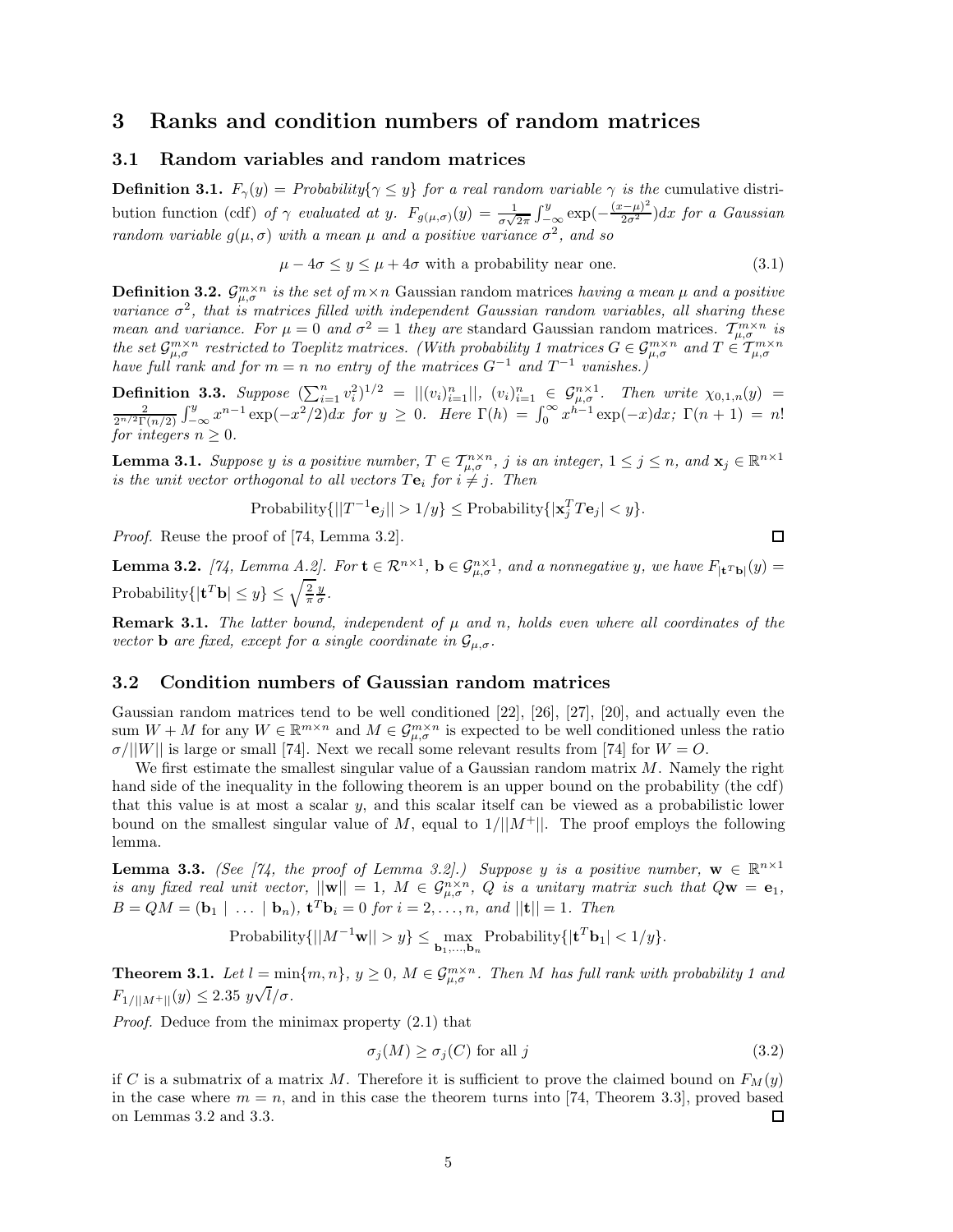## 3 Ranks and condition numbers of random matrices

### 3.1 Random variables and random matrices

**Definition 3.1.** *$F_\gamma(y) = Probability\{\gamma \le y\}$ for a real random variable $\gamma$ is the* cumulative distribution function (cdf) *of $\gamma$ evaluated at $y$. $F_{g(\mu,\sigma)}(y) = \frac{1}{\sigma\sqrt{2\pi}}\int_{-\infty}^{y}\exp(-\frac{(x-\mu)^2}{2\sigma^2})dx$ for a Gaussian random variable $g(\mu,\sigma)$ with a mean $\mu$ and a positive variance $\sigma^2$, and so*

$$\mu - 4\sigma \le y \le \mu + 4\sigma \text{ with a probability near one.} \tag{3.1}$$

**Definition 3.2.** *$\mathcal{G}^{m\times n}_{\mu,\sigma}$ is the set of $m \times n$* Gaussian random matrices *having a mean $\mu$ and a positive variance $\sigma^2$, that is matrices filled with independent Gaussian random variables, all sharing these mean and variance. For $\mu = 0$ and $\sigma^2 = 1$ they are* standard Gaussian random matrices. *$\mathcal{T}^{m\times n}_{\mu,\sigma}$ is the set $\mathcal{G}^{m\times n}_{\mu,\sigma}$ restricted to Toeplitz matrices. (With probability 1 matrices $G \in \mathcal{G}^{m\times n}_{\mu,\sigma}$ and $T \in \mathcal{T}^{m\times n}_{\mu,\sigma}$ have full rank and for $m = n$ no entry of the matrices $G^{-1}$ and $T^{-1}$ vanishes.)*

**Definition 3.3.** *Suppose $(\sum_{i=1}^n v_i^2)^{1/2} = ||(v_i)_{i=1}^n||$, $(v_i)_{i=1}^n \in \mathcal{G}^{n\times 1}_{\mu,\sigma}$. Then write $\chi_{0,1,n}(y) = \frac{2}{2^{n/2}\Gamma(n/2)}\int_{-\infty}^{y} x^{n-1}\exp(-x^2/2)dx$ for $y \ge 0$. Here $\Gamma(h) = \int_0^\infty x^{h-1}\exp(-x)dx$; $\Gamma(n+1) = n!$ for integers $n \ge 0$.*

**Lemma 3.1.** *Suppose $y$ is a positive number, $T \in \mathcal{T}^{n\times n}_{\mu,\sigma}$, $j$ is an integer, $1 \le j \le n$, and $\mathbf{x}_j \in \mathbb{R}^{n\times 1}$ is the unit vector orthogonal to all vectors $T\mathbf{e}_i$ for $i \ne j$. Then*

$$\text{Probability}\{||T^{-1}\mathbf{e}_j|| > 1/y\} \le \text{Probability}\{|\mathbf{x}_j^T T\mathbf{e}_j| < y\}.$$

*Proof.* Reuse the proof of [74, Lemma 3.2]. □

**Lemma 3.2.** *[74, Lemma A.2]. For $\mathbf{t} \in \mathcal{R}^{n\times 1}$, $\mathbf{b} \in \mathcal{G}^{n\times 1}_{\mu,\sigma}$, and a nonnegative $y$, we have $F_{|\mathbf{t}^T\mathbf{b}|}(y) =$ Probability$\{|\mathbf{t}^T\mathbf{b}| \le y\} \le \sqrt{\frac{2}{\pi}}\frac{y}{\sigma}$.*

**Remark 3.1.** *The latter bound, independent of $\mu$ and $n$, holds even where all coordinates of the vector $\mathbf{b}$ are fixed, except for a single coordinate in $\mathcal{G}_{\mu,\sigma}$.*

### 3.2 Condition numbers of Gaussian random matrices

Gaussian random matrices tend to be well conditioned [22], [26], [27], [20], and actually even the sum $W + M$ for any $W \in \mathbb{R}^{m\times n}$ and $M \in \mathcal{G}^{m\times n}_{\mu,\sigma}$ is expected to be well conditioned unless the ratio $\sigma/||W||$ is large or small [74]. Next we recall some relevant results from [74] for $W = O$.

We first estimate the smallest singular value of a Gaussian random matrix $M$. Namely the right hand side of the inequality in the following theorem is an upper bound on the probability (the cdf) that this value is at most a scalar $y$, and this scalar itself can be viewed as a probabilistic lower bound on the smallest singular value of $M$, equal to $1/||M^+||$. The proof employs the following lemma.

**Lemma 3.3.** *(See [74, the proof of Lemma 3.2].) Suppose $y$ is a positive number, $\mathbf{w} \in \mathbb{R}^{n\times 1}$ is any fixed real unit vector, $||\mathbf{w}|| = 1$, $M \in \mathcal{G}^{n\times n}_{\mu,\sigma}$, $Q$ is a unitary matrix such that $Q\mathbf{w} = \mathbf{e}_1$, $B = QM = (\mathbf{b}_1 \mid \ldots \mid \mathbf{b}_n)$, $\mathbf{t}^T\mathbf{b}_i = 0$ for $i = 2,\ldots,n$, and $||\mathbf{t}|| = 1$. Then*

$$\text{Probability}\{||M^{-1}\mathbf{w}|| > y\} \le \max_{\mathbf{b}_1,\ldots,\mathbf{b}_n} \text{Probability}\{|\mathbf{t}^T\mathbf{b}_1| < 1/y\}.$$

**Theorem 3.1.** *Let $l = \min\{m, n\}$, $y \ge 0$, $M \in \mathcal{G}^{m\times n}_{\mu,\sigma}$. Then $M$ has full rank with probability 1 and $F_{1/||M^+||}(y) \le 2.35\ y\sqrt{l}/\sigma$.*

*Proof.* Deduce from the minimax property (2.1) that

$$\sigma_j(M) \ge \sigma_j(C) \text{ for all } j \tag{3.2}$$

if $C$ is a submatrix of a matrix $M$. Therefore it is sufficient to prove the claimed bound on $F_M(y)$ in the case where $m = n$, and in this case the theorem turns into [74, Theorem 3.3], proved based on Lemmas 3.2 and 3.3. □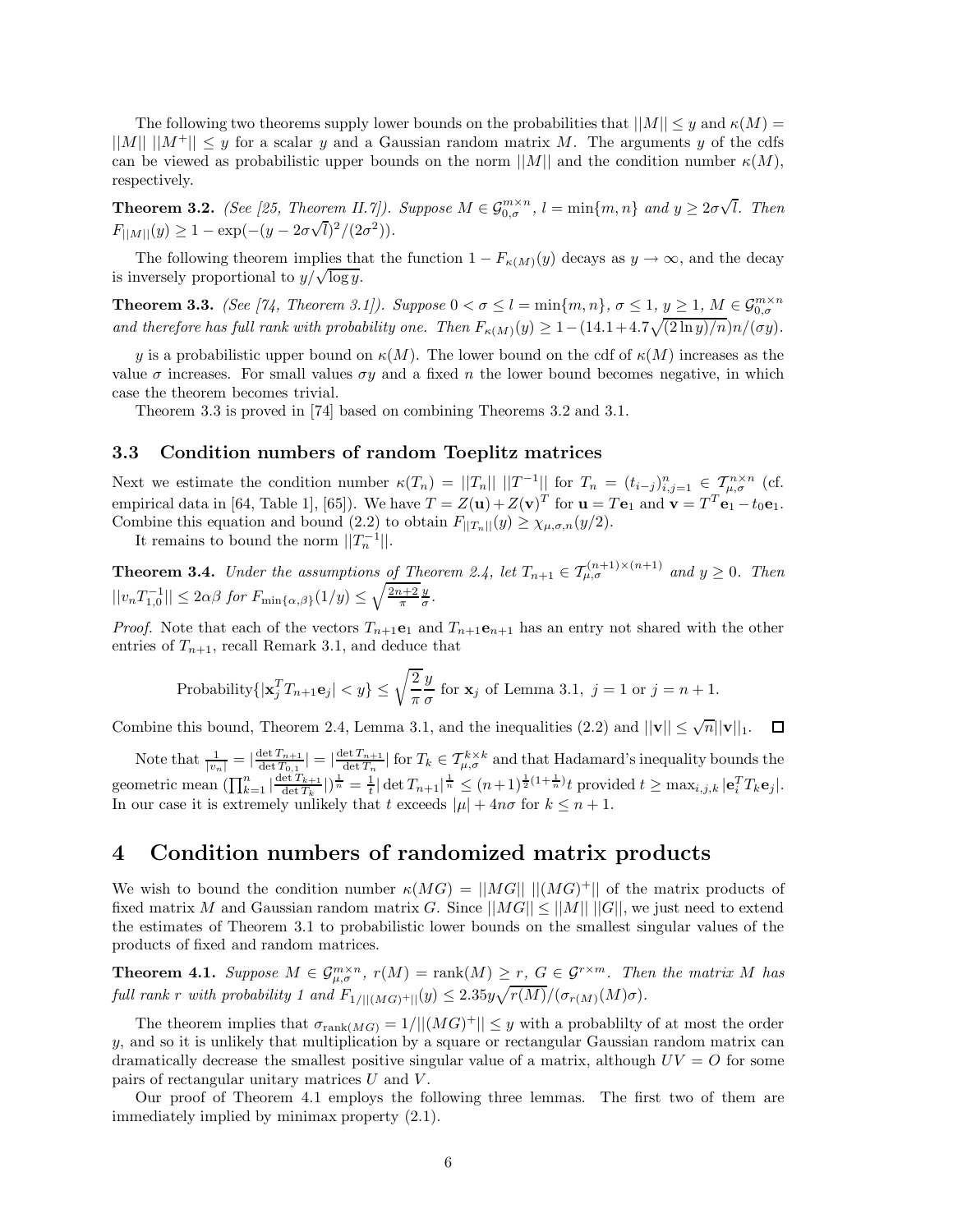The following two theorems supply lower bounds on the probabilities that $||M|| \leq y$ and $\kappa(M) = ||M||\ ||M^+|| \leq y$ for a scalar $y$ and a Gaussian random matrix $M$. The arguments $y$ of the cdfs can be viewed as probabilistic upper bounds on the norm $||M||$ and the condition number $\kappa(M)$, respectively.

**Theorem 3.2.** *(See [25, Theorem II.7]). Suppose $M \in \mathcal{G}_{0,\sigma}^{m\times n}$, $l = \min\{m, n\}$ and $y \geq 2\sigma\sqrt{l}$. Then $F_{||M||}(y) \geq 1 - \exp(-(y - 2\sigma\sqrt{l})^2/(2\sigma^2))$.*

The following theorem implies that the function $1 - F_{\kappa(M)}(y)$ decays as $y \to \infty$, and the decay is inversely proportional to $y/\sqrt{\log y}$.

**Theorem 3.3.** *(See [74, Theorem 3.1]). Suppose $0 < \sigma \leq l = \min\{m, n\}$, $\sigma \leq 1$, $y \geq 1$, $M \in \mathcal{G}_{0,\sigma}^{m\times n}$ and therefore has full rank with probability one. Then $F_{\kappa(M)}(y) \geq 1-(14.1+4.7\sqrt{(2\ln y)/n})n/(\sigma y)$.*

$y$ is a probabilistic upper bound on $\kappa(M)$. The lower bound on the cdf of $\kappa(M)$ increases as the value $\sigma$ increases. For small values $\sigma y$ and a fixed $n$ the lower bound becomes negative, in which case the theorem becomes trivial.

Theorem 3.3 is proved in [74] based on combining Theorems 3.2 and 3.1.

### 3.3 Condition numbers of random Toeplitz matrices

Next we estimate the condition number $\kappa(T_n) = ||T_n||\ ||T^{-1}||$ for $T_n = (t_{i-j})_{i,j=1}^n \in \mathcal{T}_{\mu,\sigma}^{n\times n}$ (cf. empirical data in [64, Table 1], [65]). We have $T = Z(\mathbf{u}) + Z(\mathbf{v})^T$ for $\mathbf{u} = T\mathbf{e}_1$ and $\mathbf{v} = T^T\mathbf{e}_1 - t_0\mathbf{e}_1$. Combine this equation and bound (2.2) to obtain $F_{||T_n||}(y) \geq \chi_{\mu,\sigma,n}(y/2)$.

It remains to bound the norm $||T_n^{-1}||$.

**Theorem 3.4.** *Under the assumptions of Theorem 2.4, let $T_{n+1} \in \mathcal{T}_{\mu,\sigma}^{(n+1)\times(n+1)}$ and $y \geq 0$. Then $||v_n T_{1,0}^{-1}|| \leq 2\alpha\beta$ for $F_{\min\{\alpha,\beta\}}(1/y) \leq \sqrt{\frac{2n+2}{\pi}}\frac{y}{\sigma}$.*

*Proof.* Note that each of the vectors $T_{n+1}\mathbf{e}_1$ and $T_{n+1}\mathbf{e}_{n+1}$ has an entry not shared with the other entries of $T_{n+1}$, recall Remark 3.1, and deduce that

$$\text{Probability}\{|\mathbf{x}_j^T T_{n+1}\mathbf{e}_j| < y\} \leq \sqrt{\frac{2}{\pi}}\frac{y}{\sigma} \text{ for } \mathbf{x}_j \text{ of Lemma 3.1, } j = 1 \text{ or } j = n+1.$$

Combine this bound, Theorem 2.4, Lemma 3.1, and the inequalities (2.2) and $||\mathbf{v}|| \leq \sqrt{n}||\mathbf{v}||_1$. $\square$

Note that $\frac{1}{|v_n|} = |\frac{\det T_{n+1}}{\det T_{0,1}}| = |\frac{\det T_{n+1}}{\det T_n}|$ for $T_k \in \mathcal{T}_{\mu,\sigma}^{k\times k}$ and that Hadamard's inequality bounds the geometric mean $(\prod_{k=1}^n |\frac{\det T_{k+1}}{\det T_k}|)^{\frac{1}{n}} = \frac{1}{t}|\det T_{n+1}|^{\frac{1}{n}} \leq (n+1)^{\frac{1}{2}(1+\frac{1}{n})}t$ provided $t \geq \max_{i,j,k}|\mathbf{e}_i^T T_k \mathbf{e}_j|$. In our case it is extremely unlikely that $t$ exceeds $|\mu| + 4n\sigma$ for $k \leq n+1$.

## 4 Condition numbers of randomized matrix products

We wish to bound the condition number $\kappa(MG) = ||MG||\ ||(MG)^+||$ of the matrix products of fixed matrix $M$ and Gaussian random matrix $G$. Since $||MG|| \leq ||M||\ ||G||$, we just need to extend the estimates of Theorem 3.1 to probabilistic lower bounds on the smallest singular values of the products of fixed and random matrices.

**Theorem 4.1.** *Suppose $M \in \mathcal{G}_{\mu,\sigma}^{m\times n}$, $r(M) = \text{rank}(M) \geq r$, $G \in \mathcal{G}^{r\times m}$. Then the matrix $M$ has full rank $r$ with probability 1 and $F_{1/||(MG)^+||}(y) \leq 2.35y\sqrt{r(M)}/(\sigma_{r(M)}(M)\sigma)$.*

The theorem implies that $\sigma_{\text{rank}(MG)} = 1/||(MG)^+|| \leq y$ with a probablilty of at most the order $y$, and so it is unlikely that multiplication by a square or rectangular Gaussian random matrix can dramatically decrease the smallest positive singular value of a matrix, although $UV = O$ for some pairs of rectangular unitary matrices $U$ and $V$.

Our proof of Theorem 4.1 employs the following three lemmas. The first two of them are immediately implied by minimax property (2.1).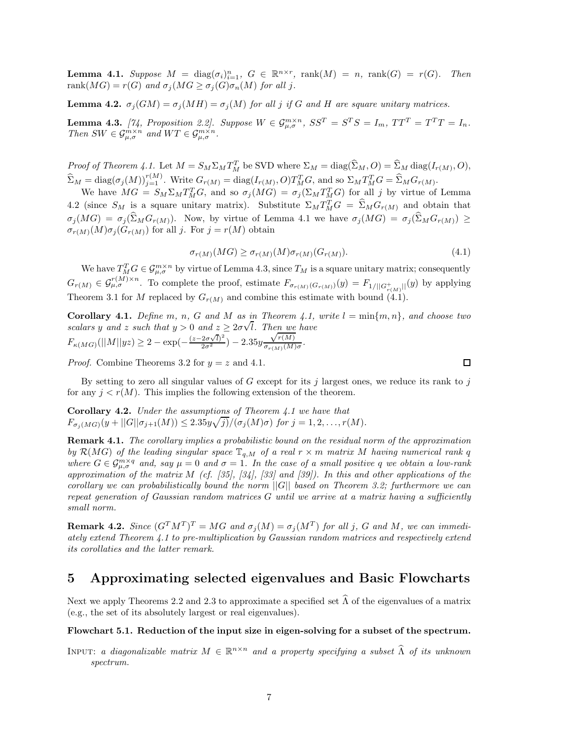**Lemma 4.1.** *Suppose $M = \operatorname{diag}(\sigma_i)_{i=1}^n$, $G \in \mathbb{R}^{n\times r}$, $\operatorname{rank}(M) = n$, $\operatorname{rank}(G) = r(G)$. Then $\operatorname{rank}(MG) = r(G)$ and $\sigma_j(MG \geq \sigma_j(G)\sigma_n(M)$ for all $j$.*

**Lemma 4.2.** *$\sigma_j(GM) = \sigma_j(MH) = \sigma_j(M)$ for all $j$ if $G$ and $H$ are square unitary matrices.*

**Lemma 4.3.** *[74, Proposition 2.2]. Suppose $W \in \mathcal{G}_{\mu,\sigma}^{m\times n}$, $SS^T = S^TS = I_m$, $TT^T = T^TT = I_n$. Then $SW \in \mathcal{G}_{\mu,\sigma}^{m\times n}$ and $WT \in \mathcal{G}_{\mu,\sigma}^{m\times n}$.*

*Proof of Theorem 4.1.* Let $M = S_M\Sigma_M T_M^T$ be SVD where $\Sigma_M = \operatorname{diag}(\widehat{\Sigma}_M, O) = \widehat{\Sigma}_M \operatorname{diag}(I_{r(M)}, O)$, $\widehat{\Sigma}_M = \operatorname{diag}(\sigma_j(M))_{j=1}^{r(M)}$. Write $G_{r(M)} = \operatorname{diag}(I_{r(M)}, O)T_M^TG$, and so $\Sigma_M T_M^T G = \widehat{\Sigma}_M G_{r(M)}$.

We have $MG = S_M\Sigma_M T_M^T G$, and so $\sigma_j(MG) = \sigma_j(\Sigma_M T_M^T G)$ for all $j$ by virtue of Lemma 4.2 (since $S_M$ is a square unitary matrix). Substitute $\Sigma_M T_M^T G = \widehat{\Sigma}_M G_{r(M)}$ and obtain that $\sigma_j(MG) = \sigma_j(\widehat{\Sigma}_M G_{r(M)})$. Now, by virtue of Lemma 4.1 we have $\sigma_j(MG) = \sigma_j(\widehat{\Sigma}_M G_{r(M)}) \geq \sigma_{r(M)}(M)\sigma_j(G_{r(M)})$ for all $j$. For $j = r(M)$ obtain

$$\sigma_{r(M)}(MG) \geq \sigma_{r(M)}(M)\sigma_{r(M)}(G_{r(M)}). \tag{4.1}$$

We have $T_M^T G \in \mathcal{G}_{\mu,\sigma}^{m\times n}$ by virtue of Lemma 4.3, since $T_M$ is a square unitary matrix; consequently $G_{r(M)} \in \mathcal{G}_{\mu,\sigma}^{r(M)\times n}$. To complete the proof, estimate $F_{\sigma_{r(M)}(G_{r(M)})}(y) = F_{1/||G_{r(M)}^+||}(y)$ by applying Theorem 3.1 for $M$ replaced by $G_{r(M)}$ and combine this estimate with bound (4.1).

**Corollary 4.1.** *Define $m$, $n$, $G$ and $M$ as in Theorem 4.1, write $l = \min\{m, n\}$, and choose two scalars $y$ and $z$ such that $y > 0$ and $z \geq 2\sigma\sqrt{l}$. Then we have*
$F_{\kappa(MG)}(||M||yz) \geq 2 - \exp(-\frac{(z-2\sigma\sqrt{l})^2}{2\sigma^2}) - 2.35y\frac{\sqrt{r(M)}}{\sigma_{r(M)}(M)\sigma}$.

*Proof.* Combine Theorems 3.2 for $y = z$ and 4.1. □

By setting to zero all singular values of $G$ except for its $j$ largest ones, we reduce its rank to $j$ for any $j < r(M)$. This implies the following extension of the theorem.

**Corollary 4.2.** *Under the assumptions of Theorem 4.1 we have that*
$F_{\sigma_j(MG)}(y + ||G||\sigma_{j+1}(M)) \leq 2.35y\sqrt{j)}/(\sigma_j(M)\sigma)$ *for $j = 1, 2, \ldots, r(M)$.*

**Remark 4.1.** *The corollary implies a probabilistic bound on the residual norm of the approximation by $\mathcal{R}(MG)$ of the leading singular space $\mathbb{T}_{q,M}$ of a real $r \times m$ matrix $M$ having numerical rank $q$ where $G \in \mathcal{G}_{\mu,\sigma}^{m\times q}$ and, say $\mu = 0$ and $\sigma = 1$. In the case of a small positive $q$ we obtain a low-rank approximation of the matrix $M$ (cf. [35], [34], [33] and [39]). In this and other applications of the corollary we can probabilistically bound the norm $||G||$ based on Theorem 3.2; furthermore we can repeat generation of Gaussian random matrices $G$ until we arrive at a matrix having a sufficiently small norm.*

**Remark 4.2.** *Since $(G^TM^T)^T = MG$ and $\sigma_j(M) = \sigma_j(M^T)$ for all $j$, $G$ and $M$, we can immediately extend Theorem 4.1 to pre-multiplication by Gaussian random matrices and respectively extend its corollaties and the latter remark.*

# 5 Approximating selected eigenvalues and Basic Flowcharts

Next we apply Theorems 2.2 and 2.3 to approximate a specified set $\widehat{\Lambda}$ of the eigenvalues of a matrix (e.g., the set of its absolutely largest or real eigenvalues).

**Flowchart 5.1. Reduction of the input size in eigen-solving for a subset of the spectrum.**

INPUT: *a diagonalizable matrix $M \in \mathbb{R}^{n\times n}$ and a property specifying a subset $\widehat{\Lambda}$ of its unknown spectrum.*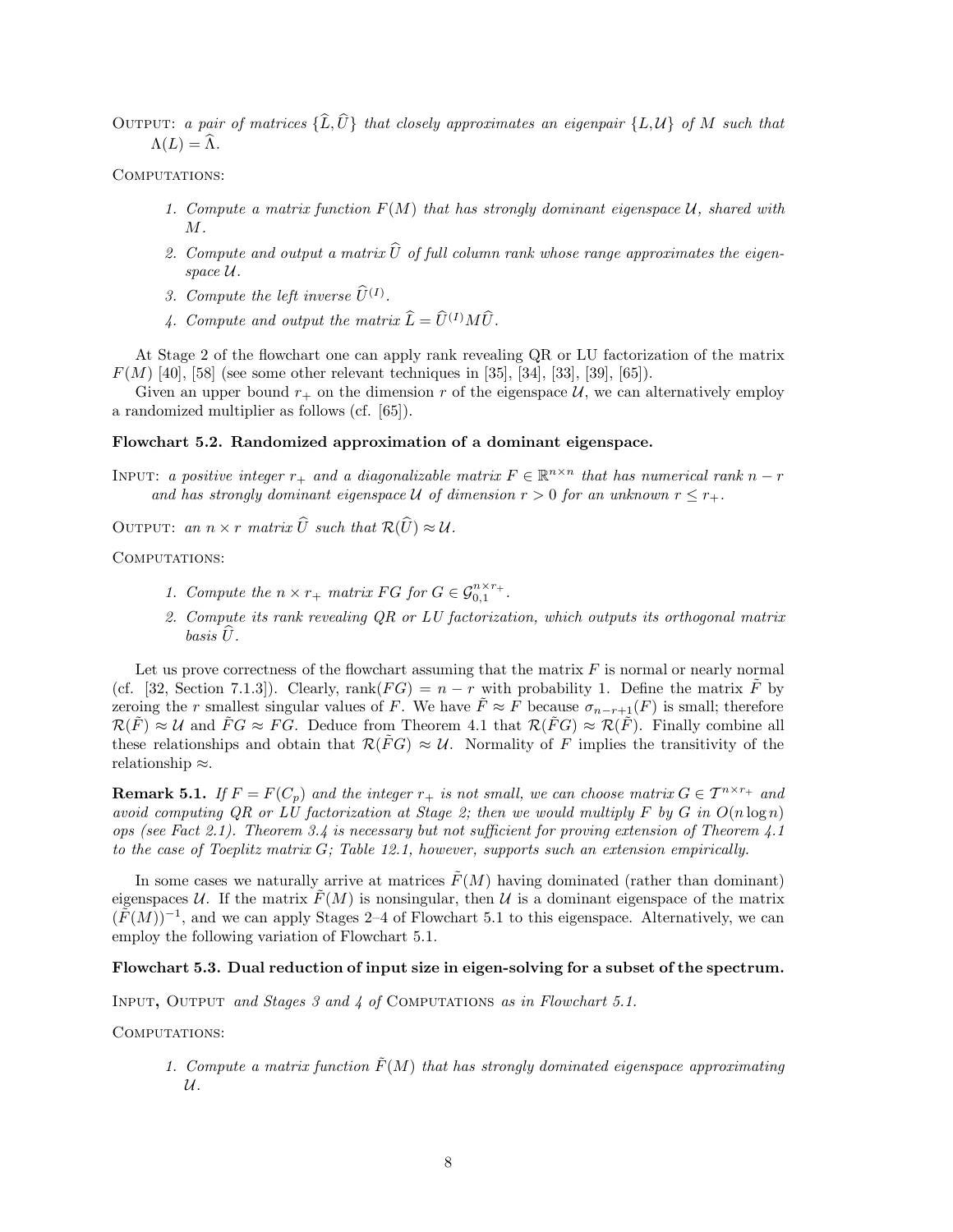OUTPUT: *a pair of matrices* $\{\widehat{L}, \widehat{U}\}$ *that closely approximates an eigenpair* $\{L, \mathcal{U}\}$ *of* $M$ *such that* $\Lambda(L) = \widehat{\Lambda}$.

COMPUTATIONS:

1. *Compute a matrix function* $F(M)$ *that has strongly dominant eigenspace* $\mathcal{U}$, *shared with* $M$.
2. *Compute and output a matrix* $\widehat{U}$ *of full column rank whose range approximates the eigenspace* $\mathcal{U}$.
3. *Compute the left inverse* $\widehat{U}^{(I)}$.
4. *Compute and output the matrix* $\widehat{L} = \widehat{U}^{(I)} M \widehat{U}$.

At Stage 2 of the flowchart one can apply rank revealing QR or LU factorization of the matrix $F(M)$ [40], [58] (see some other relevant techniques in [35], [34], [33], [39], [65]).

Given an upper bound $r_+$ on the dimension $r$ of the eigenspace $\mathcal{U}$, we can alternatively employ a randomized multiplier as follows (cf. [65]).

**Flowchart 5.2. Randomized approximation of a dominant eigenspace.**

INPUT: *a positive integer* $r_+$ *and a diagonalizable matrix* $F \in \mathbb{R}^{n\times n}$ *that has numerical rank* $n-r$ *and has strongly dominant eigenspace* $\mathcal{U}$ *of dimension* $r > 0$ *for an unknown* $r \le r_+$.

OUTPUT: *an* $n \times r$ *matrix* $\widehat{U}$ *such that* $\mathcal{R}(\widehat{U}) \approx \mathcal{U}$.

COMPUTATIONS:

1. *Compute the* $n \times r_+$ *matrix* $FG$ *for* $G \in \mathcal{G}_{0,1}^{n\times r_+}$.
2. *Compute its rank revealing QR or LU factorization, which outputs its orthogonal matrix basis* $\widehat{U}$.

Let us prove correctness of the flowchart assuming that the matrix $F$ is normal or nearly normal (cf. [32, Section 7.1.3]). Clearly, $\operatorname{rank}(FG) = n - r$ with probability 1. Define the matrix $\tilde{F}$ by zeroing the $r$ smallest singular values of $F$. We have $\tilde{F} \approx F$ because $\sigma_{n-r+1}(F)$ is small; therefore $\mathcal{R}(\tilde{F}) \approx \mathcal{U}$ and $\tilde{F}G \approx FG$. Deduce from Theorem 4.1 that $\mathcal{R}(\tilde{F}G) \approx \mathcal{R}(\tilde{F})$. Finally combine all these relationships and obtain that $\mathcal{R}(\tilde{F}G) \approx \mathcal{U}$. Normality of $F$ implies the transitivity of the relationship $\approx$.

**Remark 5.1.** *If* $F = F(C_p)$ *and the integer* $r_+$ *is not small, we can choose matrix* $G \in \mathcal{T}^{n\times r_+}$ *and avoid computing QR or LU factorization at Stage 2; then we would multiply* $F$ *by* $G$ *in* $O(n \log n)$ *ops (see Fact 2.1). Theorem 3.4 is necessary but not sufficient for proving extension of Theorem 4.1 to the case of Toeplitz matrix* $G$*; Table 12.1, however, supports such an extension empirically.*

In some cases we naturally arrive at matrices $\tilde{F}(M)$ having dominated (rather than dominant) eigenspaces $\mathcal{U}$. If the matrix $\tilde{F}(M)$ is nonsingular, then $\mathcal{U}$ is a dominant eigenspace of the matrix $(\tilde{F}(M))^{-1}$, and we can apply Stages 2–4 of Flowchart 5.1 to this eigenspace. Alternatively, we can employ the following variation of Flowchart 5.1.

**Flowchart 5.3. Dual reduction of input size in eigen-solving for a subset of the spectrum.**

INPUT, OUTPUT *and Stages 3 and 4 of* COMPUTATIONS *as in Flowchart 5.1.*

COMPUTATIONS:

1. *Compute a matrix function* $\tilde{F}(M)$ *that has strongly dominated eigenspace approximating* $\mathcal{U}$.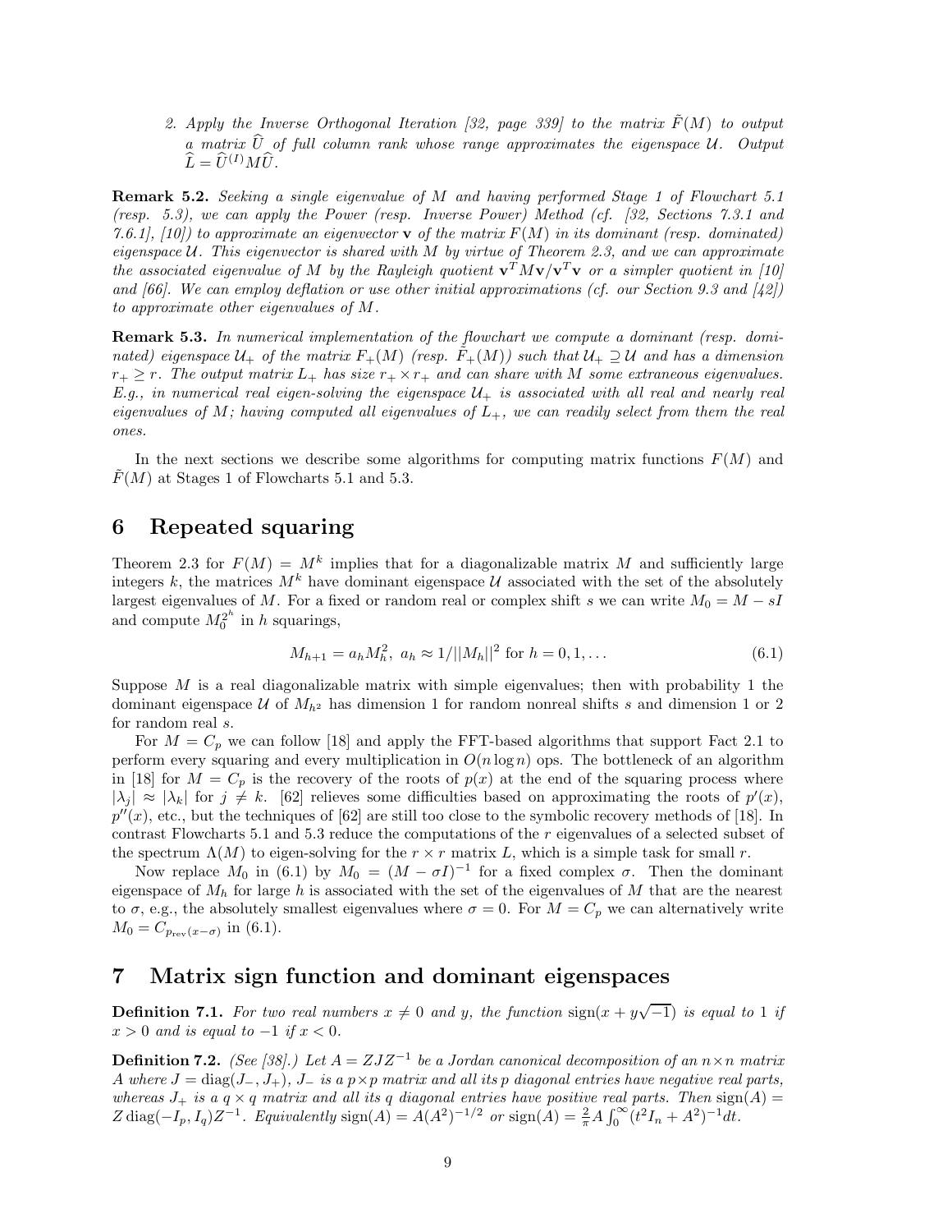2. *Apply the Inverse Orthogonal Iteration [32, page 339] to the matrix $\tilde{F}(M)$ to output a matrix $\widehat{U}$ of full column rank whose range approximates the eigenspace $\mathcal{U}$. Output $\widehat{L} = \widehat{U}^{(I)} M \widehat{U}$.*

**Remark 5.2.** *Seeking a single eigenvalue of $M$ and having performed Stage 1 of Flowchart 5.1 (resp. 5.3), we can apply the Power (resp. Inverse Power) Method (cf. [32, Sections 7.3.1 and 7.6.1], [10]) to approximate an eigenvector $\mathbf{v}$ of the matrix $F(M)$ in its dominant (resp. dominated) eigenspace $\mathcal{U}$. This eigenvector is shared with $M$ by virtue of Theorem 2.3, and we can approximate the associated eigenvalue of $M$ by the Rayleigh quotient $\mathbf{v}^T M \mathbf{v} / \mathbf{v}^T \mathbf{v}$ or a simpler quotient in [10] and [66]. We can employ deflation or use other initial approximations (cf. our Section 9.3 and [42]) to approximate other eigenvalues of $M$.*

**Remark 5.3.** *In numerical implementation of the flowchart we compute a dominant (resp. dominated) eigenspace $\mathcal{U}_+$ of the matrix $F_+(M)$ (resp. $\tilde{F}_+(M)$) such that $\mathcal{U}_+ \supseteq \mathcal{U}$ and has a dimension $r_+ \geq r$. The output matrix $L_+$ has size $r_+ \times r_+$ and can share with $M$ some extraneous eigenvalues. E.g., in numerical real eigen-solving the eigenspace $\mathcal{U}_+$ is associated with all real and nearly real eigenvalues of $M$; having computed all eigenvalues of $L_+$, we can readily select from them the real ones.*

In the next sections we describe some algorithms for computing matrix functions $F(M)$ and $\tilde{F}(M)$ at Stages 1 of Flowcharts 5.1 and 5.3.

# 6 Repeated squaring

Theorem 2.3 for $F(M) = M^k$ implies that for a diagonalizable matrix $M$ and sufficiently large integers $k$, the matrices $M^k$ have dominant eigenspace $\mathcal{U}$ associated with the set of the absolutely largest eigenvalues of $M$. For a fixed or random real or complex shift $s$ we can write $M_0 = M - sI$ and compute $M_0^{2^h}$ in $h$ squarings,

$$M_{h+1} = a_h M_h^2, \ a_h \approx 1/||M_h||^2 \text{ for } h = 0, 1, \dots \tag{6.1}$$

Suppose $M$ is a real diagonalizable matrix with simple eigenvalues; then with probability 1 the dominant eigenspace $\mathcal{U}$ of $M_{h^2}$ has dimension 1 for random nonreal shifts $s$ and dimension 1 or 2 for random real $s$.

For $M = C_p$ we can follow [18] and apply the FFT-based algorithms that support Fact 2.1 to perform every squaring and every multiplication in $O(n \log n)$ ops. The bottleneck of an algorithm in [18] for $M = C_p$ is the recovery of the roots of $p(x)$ at the end of the squaring process where $|\lambda_j| \approx |\lambda_k|$ for $j \neq k$. [62] relieves some difficulties based on approximating the roots of $p'(x)$, $p''(x)$, etc., but the techniques of [62] are still too close to the symbolic recovery methods of [18]. In contrast Flowcharts 5.1 and 5.3 reduce the computations of the $r$ eigenvalues of a selected subset of the spectrum $\Lambda(M)$ to eigen-solving for the $r \times r$ matrix $L$, which is a simple task for small $r$.

Now replace $M_0$ in (6.1) by $M_0 = (M - \sigma I)^{-1}$ for a fixed complex $\sigma$. Then the dominant eigenspace of $M_h$ for large $h$ is associated with the set of the eigenvalues of $M$ that are the nearest to $\sigma$, e.g., the absolutely smallest eigenvalues where $\sigma = 0$. For $M = C_p$ we can alternatively write $M_0 = C_{p_{\text{rev}}(x-\sigma)}$ in (6.1).

# 7 Matrix sign function and dominant eigenspaces

**Definition 7.1.** *For two real numbers $x \neq 0$ and $y$, the function $\operatorname{sign}(x + y\sqrt{-1})$ is equal to 1 if $x > 0$ and is equal to $-1$ if $x < 0$.*

**Definition 7.2.** *(See [38].) Let $A = ZJZ^{-1}$ be a Jordan canonical decomposition of an $n \times n$ matrix $A$ where $J = \operatorname{diag}(J_-, J_+)$, $J_-$ is a $p \times p$ matrix and all its $p$ diagonal entries have negative real parts, whereas $J_+$ is a $q \times q$ matrix and all its $q$ diagonal entries have positive real parts. Then $\operatorname{sign}(A) = Z \operatorname{diag}(-I_p, I_q) Z^{-1}$. Equivalently $\operatorname{sign}(A) = A(A^2)^{-1/2}$ or $\operatorname{sign}(A) = \frac{2}{\pi} A \int_0^\infty (t^2 I_n + A^2)^{-1} dt$.*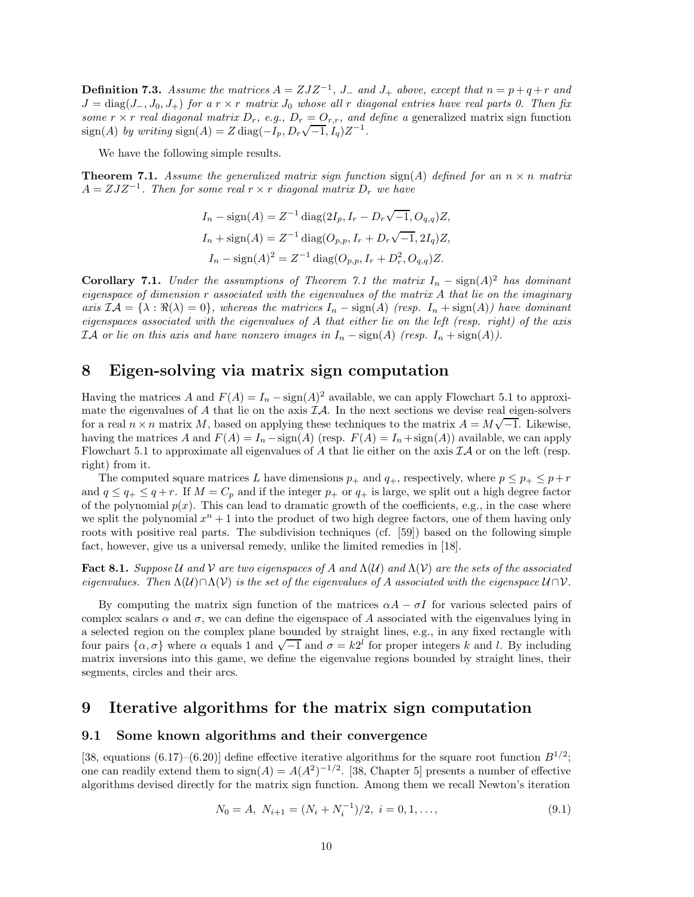**Definition 7.3.** *Assume the matrices $A = ZJZ^{-1}$, $J_-$ and $J_+$ above, except that $n = p+q+r$ and $J = \operatorname{diag}(J_-, J_0, J_+)$ for a $r \times r$ matrix $J_0$ whose all $r$ diagonal entries have real parts 0. Then fix some $r \times r$ real diagonal matrix $D_r$, e.g., $D_r = O_{r,r}$, and define a* generalized matrix sign function $\operatorname{sign}(A)$ *by writing* $\operatorname{sign}(A) = Z \operatorname{diag}(-I_p, D_r\sqrt{-1}, I_q)Z^{-1}$.

We have the following simple results.

**Theorem 7.1.** *Assume the generalized matrix sign function* $\operatorname{sign}(A)$ *defined for an $n \times n$ matrix $A = ZJZ^{-1}$. Then for some real $r \times r$ diagonal matrix $D_r$ we have*

$$I_n - \operatorname{sign}(A) = Z^{-1} \operatorname{diag}(2I_p, I_r - D_r\sqrt{-1}, O_{q,q})Z,$$

$$I_n + \operatorname{sign}(A) = Z^{-1} \operatorname{diag}(O_{p,p}, I_r + D_r\sqrt{-1}, 2I_q)Z,$$

$$I_n - \operatorname{sign}(A)^2 = Z^{-1} \operatorname{diag}(O_{p,p}, I_r + D_r^2, O_{q,q})Z.$$

**Corollary 7.1.** *Under the assumptions of Theorem 7.1 the matrix $I_n - \operatorname{sign}(A)^2$ has dominant eigenspace of dimension $r$ associated with the eigenvalues of the matrix $A$ that lie on the imaginary axis $\mathcal{IA} = \{\lambda : \Re(\lambda) = 0\}$, whereas the matrices $I_n - \operatorname{sign}(A)$ (resp. $I_n + \operatorname{sign}(A)$) have dominant eigenspaces associated with the eigenvalues of $A$ that either lie on the left (resp. right) of the axis $\mathcal{IA}$ or lie on this axis and have nonzero images in $I_n - \operatorname{sign}(A)$ (resp. $I_n + \operatorname{sign}(A)$).*

# 8 Eigen-solving via matrix sign computation

Having the matrices $A$ and $F(A) = I_n - \operatorname{sign}(A)^2$ available, we can apply Flowchart 5.1 to approximate the eigenvalues of $A$ that lie on the axis $\mathcal{IA}$. In the next sections we devise real eigen-solvers for a real $n \times n$ matrix $M$, based on applying these techniques to the matrix $A = M\sqrt{-1}$. Likewise, having the matrices $A$ and $F(A) = I_n - \operatorname{sign}(A)$ (resp. $F(A) = I_n + \operatorname{sign}(A)$) available, we can apply Flowchart 5.1 to approximate all eigenvalues of $A$ that lie either on the axis $\mathcal{IA}$ or on the left (resp. right) from it.

The computed square matrices $L$ have dimensions $p_+$ and $q_+$, respectively, where $p \le p_+ \le p+r$ and $q \le q_+ \le q+r$. If $M = C_p$ and if the integer $p_+$ or $q_+$ is large, we split out a high degree factor of the polynomial $p(x)$. This can lead to dramatic growth of the coefficients, e.g., in the case where we split the polynomial $x^n + 1$ into the product of two high degree factors, one of them having only roots with positive real parts. The subdivision techniques (cf. [59]) based on the following simple fact, however, give us a universal remedy, unlike the limited remedies in [18].

**Fact 8.1.** *Suppose $\mathcal{U}$ and $\mathcal{V}$ are two eigenspaces of $A$ and $\Lambda(\mathcal{U})$ and $\Lambda(\mathcal{V})$ are the sets of the associated eigenvalues. Then $\Lambda(\mathcal{U}) \cap \Lambda(\mathcal{V})$ is the set of the eigenvalues of $A$ associated with the eigenspace $\mathcal{U} \cap \mathcal{V}$.*

By computing the matrix sign function of the matrices $\alpha A - \sigma I$ for various selected pairs of complex scalars $\alpha$ and $\sigma$, we can define the eigenspace of $A$ associated with the eigenvalues lying in a selected region on the complex plane bounded by straight lines, e.g., in any fixed rectangle with four pairs $\{\alpha, \sigma\}$ where $\alpha$ equals 1 and $\sqrt{-1}$ and $\sigma = k2^l$ for proper integers $k$ and $l$. By including matrix inversions into this game, we define the eigenvalue regions bounded by straight lines, their segments, circles and their arcs.

# 9 Iterative algorithms for the matrix sign computation

## 9.1 Some known algorithms and their convergence

[38, equations (6.17)–(6.20)] define effective iterative algorithms for the square root function $B^{1/2}$; one can readily extend them to $\operatorname{sign}(A) = A(A^2)^{-1/2}$. [38, Chapter 5] presents a number of effective algorithms devised directly for the matrix sign function. Among them we recall Newton's iteration

$$N_0 = A, \ N_{i+1} = (N_i + N_i^{-1})/2, \ i = 0, 1, \ldots, \tag{9.1}$$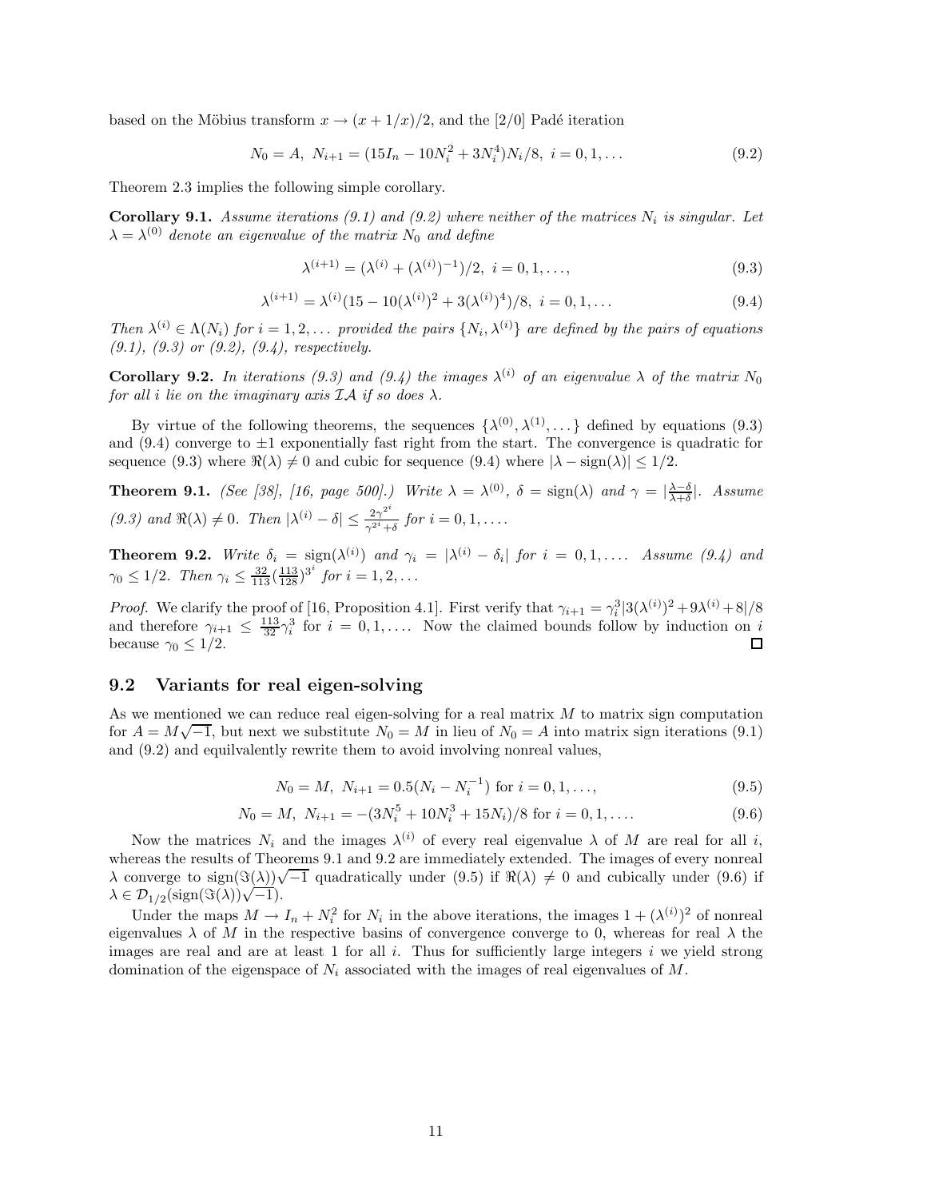based on the Möbius transform $x \to (x + 1/x)/2$, and the [2/0] Padé iteration

$$N_0 = A, \; N_{i+1} = (15I_n - 10N_i^2 + 3N_i^4)N_i/8, \; i = 0, 1, \ldots \tag{9.2}$$

Theorem 2.3 implies the following simple corollary.

**Corollary 9.1.** *Assume iterations (9.1) and (9.2) where neither of the matrices $N_i$ is singular. Let $\lambda = \lambda^{(0)}$ denote an eigenvalue of the matrix $N_0$ and define*

$$\lambda^{(i+1)} = (\lambda^{(i)} + (\lambda^{(i)})^{-1})/2, \; i = 0, 1, \ldots, \tag{9.3}$$

$$\lambda^{(i+1)} = \lambda^{(i)}(15 - 10(\lambda^{(i)})^2 + 3(\lambda^{(i)})^4)/8, \; i = 0, 1, \ldots \tag{9.4}$$

*Then $\lambda^{(i)} \in \Lambda(N_i)$ for $i = 1, 2, \ldots$ provided the pairs $\{N_i, \lambda^{(i)}\}$ are defined by the pairs of equations (9.1), (9.3) or (9.2), (9.4), respectively.*

**Corollary 9.2.** *In iterations (9.3) and (9.4) the images $\lambda^{(i)}$ of an eigenvalue $\lambda$ of the matrix $N_0$ for all $i$ lie on the imaginary axis $\mathcal{IA}$ if so does $\lambda$.*

By virtue of the following theorems, the sequences $\{\lambda^{(0)}, \lambda^{(1)}, \ldots\}$ defined by equations (9.3) and (9.4) converge to $\pm 1$ exponentially fast right from the start. The convergence is quadratic for sequence (9.3) where $\Re(\lambda) \neq 0$ and cubic for sequence (9.4) where $|\lambda - \operatorname{sign}(\lambda)| \leq 1/2$.

**Theorem 9.1.** *(See [38], [16, page 500].) Write $\lambda = \lambda^{(0)}$, $\delta = \operatorname{sign}(\lambda)$ and $\gamma = |\frac{\lambda - \delta}{\lambda + \delta}|$. Assume (9.3) and $\Re(\lambda) \neq 0$. Then $|\lambda^{(i)} - \delta| \leq \frac{2\gamma^{2^i}}{\gamma^{2^i} + \delta}$ for $i = 0, 1, \ldots$.*

**Theorem 9.2.** *Write $\delta_i = \operatorname{sign}(\lambda^{(i)})$ and $\gamma_i = |\lambda^{(i)} - \delta_i|$ for $i = 0, 1, \ldots$. Assume (9.4) and $\gamma_0 \leq 1/2$. Then $\gamma_i \leq \frac{32}{113}(\frac{113}{128})^{3^i}$ for $i = 1, 2, \ldots$*

*Proof.* We clarify the proof of [16, Proposition 4.1]. First verify that $\gamma_{i+1} = \gamma_i^3 |3(\lambda^{(i)})^2 + 9\lambda^{(i)} + 8|/8$ and therefore $\gamma_{i+1} \leq \frac{113}{32}\gamma_i^3$ for $i = 0, 1, \ldots$. Now the claimed bounds follow by induction on $i$ because $\gamma_0 \leq 1/2$. □

## 9.2 Variants for real eigen-solving

As we mentioned we can reduce real eigen-solving for a real matrix $M$ to matrix sign computation for $A = M\sqrt{-1}$, but next we substitute $N_0 = M$ in lieu of $N_0 = A$ into matrix sign iterations (9.1) and (9.2) and equilvalently rewrite them to avoid involving nonreal values,

$$N_0 = M, \; N_{i+1} = 0.5(N_i - N_i^{-1}) \text{ for } i = 0, 1, \ldots, \tag{9.5}$$

$$N_0 = M, \; N_{i+1} = -(3N_i^5 + 10N_i^3 + 15N_i)/8 \text{ for } i = 0, 1, \ldots. \tag{9.6}$$

Now the matrices $N_i$ and the images $\lambda^{(i)}$ of every real eigenvalue $\lambda$ of $M$ are real for all $i$, whereas the results of Theorems 9.1 and 9.2 are immediately extended. The images of every nonreal $\lambda$ converge to $\operatorname{sign}(\Im(\lambda))\sqrt{-1}$ quadratically under (9.5) if $\Re(\lambda) \neq 0$ and cubically under (9.6) if $\lambda \in \mathcal{D}_{1/2}(\operatorname{sign}(\Im(\lambda))\sqrt{-1})$.

Under the maps $M \to I_n + N_i^2$ for $N_i$ in the above iterations, the images $1 + (\lambda^{(i)})^2$ of nonreal eigenvalues $\lambda$ of $M$ in the respective basins of convergence converge to 0, whereas for real $\lambda$ the images are real and are at least 1 for all $i$. Thus for sufficiently large integers $i$ we yield strong domination of the eigenspace of $N_i$ associated with the images of real eigenvalues of $M$.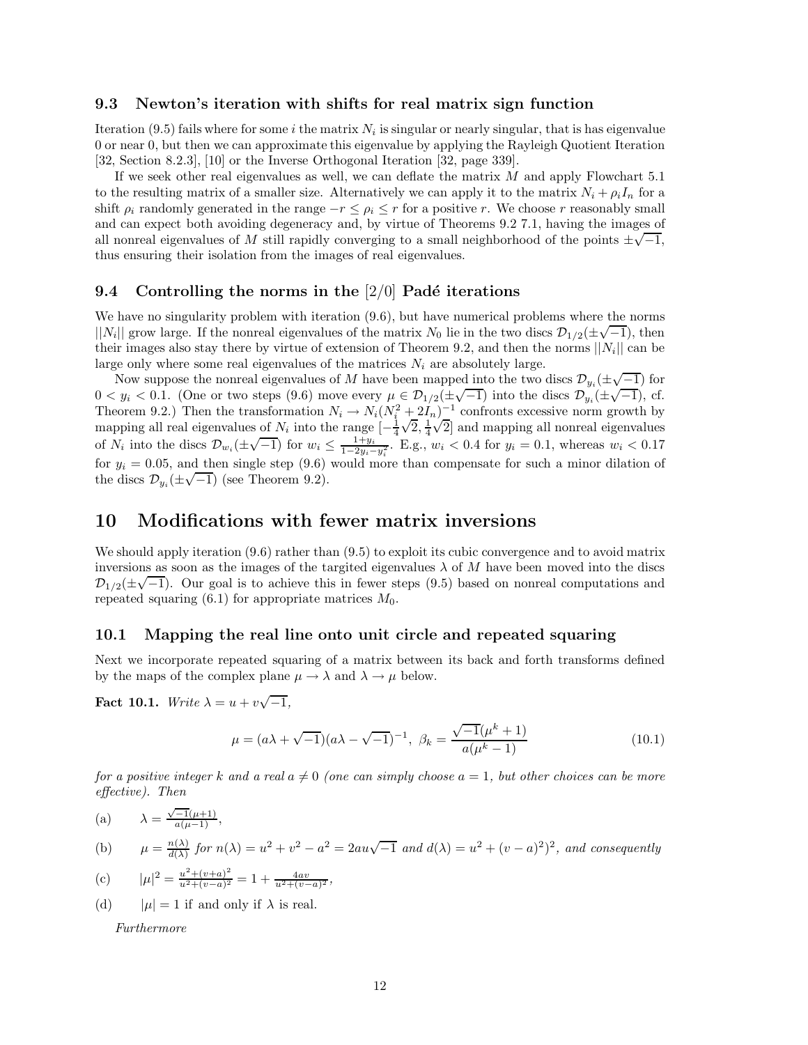### 9.3 Newton's iteration with shifts for real matrix sign function

Iteration (9.5) fails where for some $i$ the matrix $N_i$ is singular or nearly singular, that is has eigenvalue 0 or near 0, but then we can approximate this eigenvalue by applying the Rayleigh Quotient Iteration [32, Section 8.2.3], [10] or the Inverse Orthogonal Iteration [32, page 339].

If we seek other real eigenvalues as well, we can deflate the matrix $M$ and apply Flowchart 5.1 to the resulting matrix of a smaller size. Alternatively we can apply it to the matrix $N_i + \rho_i I_n$ for a shift $\rho_i$ randomly generated in the range $-r \le \rho_i \le r$ for a positive $r$. We choose $r$ reasonably small and can expect both avoiding degeneracy and, by virtue of Theorems 9.2 7.1, having the images of all nonreal eigenvalues of $M$ still rapidly converging to a small neighborhood of the points $\pm\sqrt{-1}$, thus ensuring their isolation from the images of real eigenvalues.

### 9.4 Controlling the norms in the $[2/0]$ Padé iterations

We have no singularity problem with iteration (9.6), but have numerical problems where the norms $||N_i||$ grow large. If the nonreal eigenvalues of the matrix $N_0$ lie in the two discs $\mathcal{D}_{1/2}(\pm\sqrt{-1})$, then their images also stay there by virtue of extension of Theorem 9.2, and then the norms $||N_i||$ can be large only where some real eigenvalues of the matrices $N_i$ are absolutely large.

Now suppose the nonreal eigenvalues of $M$ have been mapped into the two discs $\mathcal{D}_{y_i}(\pm\sqrt{-1})$ for $0 < y_i < 0.1$. (One or two steps (9.6) move every $\mu \in \mathcal{D}_{1/2}(\pm\sqrt{-1})$ into the discs $\mathcal{D}_{y_i}(\pm\sqrt{-1})$, cf. Theorem 9.2.) Then the transformation $N_i \rightarrow N_i(N_i^2 + 2I_n)^{-1}$ confronts excessive norm growth by mapping all real eigenvalues of $N_i$ into the range $[-\frac{1}{4}\sqrt{2}, \frac{1}{4}\sqrt{2}]$ and mapping all nonreal eigenvalues of $N_i$ into the discs $\mathcal{D}_{w_i}(\pm\sqrt{-1})$ for $w_i \le \frac{1+y_i}{1-2y_i-y_i^2}$. E.g., $w_i < 0.4$ for $y_i = 0.1$, whereas $w_i < 0.17$ for $y_i = 0.05$, and then single step (9.6) would more than compensate for such a minor dilation of the discs $\mathcal{D}_{y_i}(\pm\sqrt{-1})$ (see Theorem 9.2).

## 10 Modifications with fewer matrix inversions

We should apply iteration (9.6) rather than (9.5) to exploit its cubic convergence and to avoid matrix inversions as soon as the images of the targited eigenvalues $\lambda$ of $M$ have been moved into the discs $\mathcal{D}_{1/2}(\pm\sqrt{-1})$. Our goal is to achieve this in fewer steps (9.5) based on nonreal computations and repeated squaring (6.1) for appropriate matrices $M_0$.

### 10.1 Mapping the real line onto unit circle and repeated squaring

Next we incorporate repeated squaring of a matrix between its back and forth transforms defined by the maps of the complex plane $\mu \rightarrow \lambda$ and $\lambda \rightarrow \mu$ below.

**Fact 10.1.** *Write* $\lambda = u + v\sqrt{-1}$,

$$\mu = (a\lambda + \sqrt{-1})(a\lambda - \sqrt{-1})^{-1},\ \beta_k = \frac{\sqrt{-1}(\mu^k + 1)}{a(\mu^k - 1)} \tag{10.1}$$

*for a positive integer* $k$ *and a real* $a \ne 0$ *(one can simply choose* $a = 1$*, but other choices can be more effective). Then*

(a) $\lambda = \frac{\sqrt{-1}(\mu+1)}{a(\mu-1)}$,

(b) $\mu = \frac{n(\lambda)}{d(\lambda)}$ *for* $n(\lambda) = u^2 + v^2 - a^2 = 2au\sqrt{-1}$ *and* $d(\lambda) = u^2 + (v-a)^2)^2$*, and consequently*

(c) $|\mu|^2 = \frac{u^2+(v+a)^2}{u^2+(v-a)^2} = 1 + \frac{4av}{u^2+(v-a)^2}$,

(d) $|\mu| = 1$ if and only if $\lambda$ is real.

*Furthermore*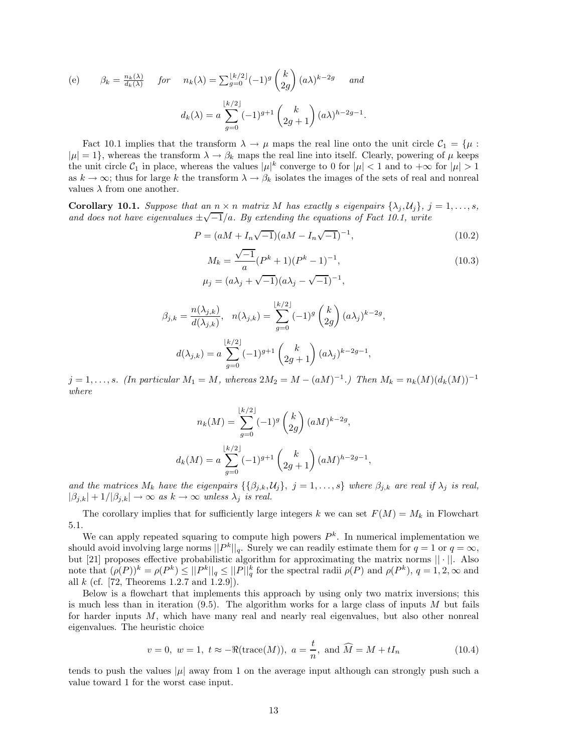(e) $\qquad \beta_k = \frac{n_k(\lambda)}{d_k(\lambda)} \quad$ *for* $\quad n_k(\lambda) = \sum_{g=0}^{\lfloor k/2 \rfloor} (-1)^g \binom{k}{2g} (a\lambda)^{k-2g} \quad$ *and*

$$d_k(\lambda) = a \sum_{g=0}^{\lfloor k/2 \rfloor} (-1)^{g+1} \binom{k}{2g+1} (a\lambda)^{h-2g-1}.$$

Fact 10.1 implies that the transform $\lambda \to \mu$ maps the real line onto the unit circle $\mathcal{C}_1 = \{\mu : |\mu| = 1\}$, whereas the transform $\lambda \to \beta_k$ maps the real line into itself. Clearly, powering of $\mu$ keeps the unit circle $\mathcal{C}_1$ in place, whereas the values $|\mu|^k$ converge to 0 for $|\mu| < 1$ and to $+\infty$ for $|\mu| > 1$ as $k \to \infty$; thus for large $k$ the transform $\lambda \to \beta_k$ isolates the images of the sets of real and nonreal values $\lambda$ from one another.

**Corollary 10.1.** *Suppose that an $n \times n$ matrix $M$ has exactly $s$ eigenpairs $\{\lambda_j, \mathcal{U}_j\}$, $j = 1, \ldots, s$, and does not have eigenvalues $\pm\sqrt{-1}/a$. By extending the equations of Fact 10.1, write*

$$P = (aM + I_n\sqrt{-1})(aM - I_n\sqrt{-1})^{-1}, \tag{10.2}$$

$$M_k = \frac{\sqrt{-1}}{a}(P^k + 1)(P^k - 1)^{-1}, \tag{10.3}$$

$$\mu_j = (a\lambda_j + \sqrt{-1})(a\lambda_j - \sqrt{-1})^{-1},$$

$$\beta_{j,k} = \frac{n(\lambda_{j,k})}{d(\lambda_{j,k})}, \quad n(\lambda_{j,k}) = \sum_{g=0}^{\lfloor k/2 \rfloor} (-1)^g \binom{k}{2g} (a\lambda_j)^{k-2g},$$

$$d(\lambda_{j,k}) = a \sum_{g=0}^{\lfloor k/2 \rfloor} (-1)^{g+1} \binom{k}{2g+1} (a\lambda_j)^{k-2g-1},$$

*$j = 1, \ldots, s$. (In particular $M_1 = M$, whereas $2M_2 = M - (aM)^{-1}$.) Then $M_k = n_k(M)(d_k(M))^{-1}$ where*

$$n_k(M) = \sum_{g=0}^{\lfloor k/2 \rfloor} (-1)^g \binom{k}{2g} (aM)^{k-2g},$$

$$d_k(M) = a \sum_{g=0}^{\lfloor k/2 \rfloor} (-1)^{g+1} \binom{k}{2g+1} (aM)^{h-2g-1},$$

*and the matrices $M_k$ have the eigenpairs $\{\{\beta_{j,k}, \mathcal{U}_j\}$, $j = 1, \ldots, s\}$ where $\beta_{j,k}$ are real if $\lambda_j$ is real, $|\beta_{j,k}| + 1/|\beta_{j,k}| \to \infty$ as $k \to \infty$ unless $\lambda_j$ is real.*

The corollary implies that for sufficiently large integers $k$ we can set $F(M) = M_k$ in Flowchart 5.1.

We can apply repeated squaring to compute high powers $P^k$. In numerical implementation we should avoid involving large norms $||P^k||_q$. Surely we can readily estimate them for $q = 1$ or $q = \infty$, but [21] proposes effective probabilistic algorithm for approximating the matrix norms $||\cdot||$. Also note that $(\rho(P))^k = \rho(P^k) \leq ||P^k||_q \leq ||P||_q^k$ for the spectral radii $\rho(P)$ and $\rho(P^k)$, $q = 1, 2, \infty$ and all $k$ (cf. [72, Theorems 1.2.7 and 1.2.9]).

Below is a flowchart that implements this approach by using only two matrix inversions; this is much less than in iteration (9.5). The algorithm works for a large class of inputs $M$ but fails for harder inputs $M$, which have many real and nearly real eigenvalues, but also other nonreal eigenvalues. The heuristic choice

$$v = 0, \ w = 1, \ t \approx -\Re(\text{trace}(M)), \ a = \frac{t}{n}, \text{ and } \widehat{M} = M + tI_n \tag{10.4}$$

tends to push the values $|\mu|$ away from 1 on the average input although can strongly push such a value toward 1 for the worst case input.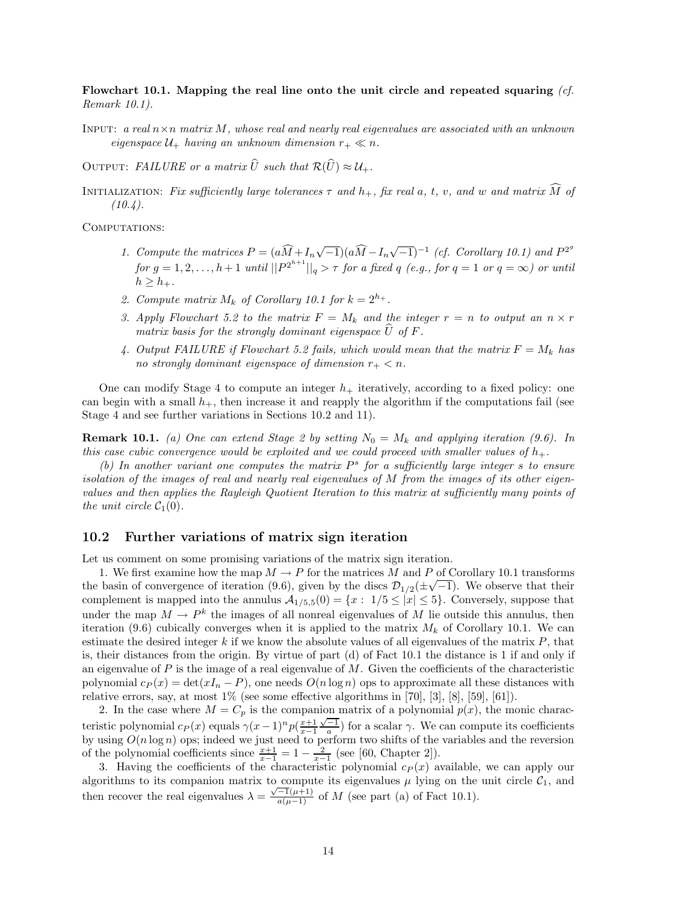**Flowchart 10.1. Mapping the real line onto the unit circle and repeated squaring** *(cf. Remark 10.1).*

INPUT: *a real $n \times n$ matrix $M$, whose real and nearly real eigenvalues are associated with an unknown eigenspace $\mathcal{U}_+$ having an unknown dimension $r_+ \ll n$.*

OUTPUT: *FAILURE or a matrix $\widehat{U}$ such that $\mathcal{R}(\widehat{U}) \approx \mathcal{U}_+$.*

INITIALIZATION: *Fix sufficiently large tolerances $\tau$ and $h_+$, fix real $a$, $t$, $v$, and $w$ and matrix $\widehat{M}$ of (10.4).*

COMPUTATIONS:

1. *Compute the matrices $P = (a\widehat{M} + I_n\sqrt{-1})(a\widehat{M} - I_n\sqrt{-1})^{-1}$ (cf. Corollary 10.1) and $P^{2^g}$ for $g = 1, 2, \ldots, h+1$ until $||P^{2^{h+1}}||_q > \tau$ for a fixed $q$ (e.g., for $q = 1$ or $q = \infty$) or until $h \geq h_+$.*
2. *Compute matrix $M_k$ of Corollary 10.1 for $k = 2^{h_+}$.*
3. *Apply Flowchart 5.2 to the matrix $F = M_k$ and the integer $r = n$ to output an $n \times r$ matrix basis for the strongly dominant eigenspace $\widehat{U}$ of $F$.*
4. *Output FAILURE if Flowchart 5.2 fails, which would mean that the matrix $F = M_k$ has no strongly dominant eigenspace of dimension $r_+ < n$.*

One can modify Stage 4 to compute an integer $h_+$ iteratively, according to a fixed policy: one can begin with a small $h_+$, then increase it and reapply the algorithm if the computations fail (see Stage 4 and see further variations in Sections 10.2 and 11).

**Remark 10.1.** *(a) One can extend Stage 2 by setting $N_0 = M_k$ and applying iteration (9.6). In this case cubic convergence would be exploited and we could proceed with smaller values of $h_+$.*

*(b) In another variant one computes the matrix $P^s$ for a sufficiently large integer $s$ to ensure isolation of the images of real and nearly real eigenvalues of $M$ from the images of its other eigenvalues and then applies the Rayleigh Quotient Iteration to this matrix at sufficiently many points of the unit circle $\mathcal{C}_1(0)$.*

## 10.2 Further variations of matrix sign iteration

Let us comment on some promising variations of the matrix sign iteration.

1. We first examine how the map $M \to P$ for the matrices $M$ and $P$ of Corollary 10.1 transforms the basin of convergence of iteration (9.6), given by the discs $\mathcal{D}_{1/2}(\pm\sqrt{-1})$. We observe that their complement is mapped into the annulus $\mathcal{A}_{1/5,5}(0) = \{x : 1/5 \leq |x| \leq 5\}$. Conversely, suppose that under the map $M \to P^k$ the images of all nonreal eigenvalues of $M$ lie outside this annulus, then iteration (9.6) cubically converges when it is applied to the matrix $M_k$ of Corollary 10.1. We can estimate the desired integer $k$ if we know the absolute values of all eigenvalues of the matrix $P$, that is, their distances from the origin. By virtue of part (d) of Fact 10.1 the distance is 1 if and only if an eigenvalue of $P$ is the image of a real eigenvalue of $M$. Given the coefficients of the characteristic polynomial $c_P(x) = \det(xI_n - P)$, one needs $O(n \log n)$ ops to approximate all these distances with relative errors, say, at most 1% (see some effective algorithms in [70], [3], [8], [59], [61]).

2. In the case where $M = C_p$ is the companion matrix of a polynomial $p(x)$, the monic characteristic polynomial $c_P(x)$ equals $\gamma(x-1)^n p(\frac{x+1}{x-1}\frac{\sqrt{-1}}{a})$ for a scalar $\gamma$. We can compute its coefficients by using $O(n \log n)$ ops; indeed we just need to perform two shifts of the variables and the reversion of the polynomial coefficients since $\frac{x+1}{x-1} = 1 - \frac{2}{x-1}$ (see [60, Chapter 2]).

3. Having the coefficients of the characteristic polynomial $c_P(x)$ available, we can apply our algorithms to its companion matrix to compute its eigenvalues $\mu$ lying on the unit circle $\mathcal{C}_1$, and then recover the real eigenvalues $\lambda = \frac{\sqrt{-1}(\mu+1)}{a(\mu-1)}$ of $M$ (see part (a) of Fact 10.1).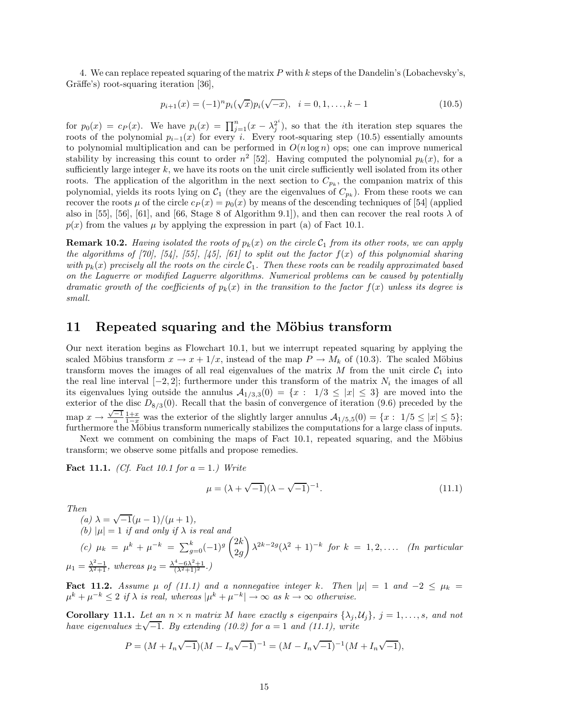4. We can replace repeated squaring of the matrix $P$ with $k$ steps of the Dandelin's (Lobachevsky's, Gräffe's) root-squaring iteration [36],

$$p_{i+1}(x) = (-1)^n p_i(\sqrt{x})p_i(\sqrt{-x}), \quad i = 0, 1, \dots, k-1 \tag{10.5}$$

for $p_0(x) = c_P(x)$. We have $p_i(x) = \prod_{j=1}^{n}(x - \lambda_j^{2^i})$, so that the $i$th iteration step squares the roots of the polynomial $p_{i-1}(x)$ for every $i$. Every root-squaring step (10.5) essentially amounts to polynomial multiplication and can be performed in $O(n \log n)$ ops; one can improve numerical stability by increasing this count to order $n^2$ [52]. Having computed the polynomial $p_k(x)$, for a sufficiently large integer $k$, we have its roots on the unit circle sufficiently well isolated from its other roots. The application of the algorithm in the next section to $C_{p_k}$, the companion matrix of this polynomial, yields its roots lying on $\mathcal{C}_1$ (they are the eigenvalues of $C_{p_k}$). From these roots we can recover the roots $\mu$ of the circle $c_P(x) = p_0(x)$ by means of the descending techniques of [54] (applied also in [55], [56], [61], and [66, Stage 8 of Algorithm 9.1]), and then can recover the real roots $\lambda$ of $p(x)$ from the values $\mu$ by applying the expression in part (a) of Fact 10.1.

**Remark 10.2.** *Having isolated the roots of $p_k(x)$ on the circle $\mathcal{C}_1$ from its other roots, we can apply the algorithms of [70], [54], [55], [45], [61] to split out the factor $f(x)$ of this polynomial sharing with $p_k(x)$ precisely all the roots on the circle $\mathcal{C}_1$. Then these roots can be readily approximated based on the Laguerre or modified Laguerre algorithms. Numerical problems can be caused by potentially dramatic growth of the coefficients of $p_k(x)$ in the transition to the factor $f(x)$ unless its degree is small.*

## 11 Repeated squaring and the Möbius transform

Our next iteration begins as Flowchart 10.1, but we interrupt repeated squaring by applying the scaled Möbius transform $x \rightarrow x + 1/x$, instead of the map $P \rightarrow M_k$ of (10.3). The scaled Möbius transform moves the images of all real eigenvalues of the matrix $M$ from the unit circle $\mathcal{C}_1$ into the real line interval $[-2, 2]$; furthermore under this transform of the matrix $N_i$ the images of all its eigenvalues lying outside the annulus $\mathcal{A}_{1/3,3}(0) = \{x : \ 1/3 \leq |x| \leq 3\}$ are moved into the exterior of the disc $D_{8/3}(0)$. Recall that the basin of convergence of iteration (9.6) preceded by the map $x \rightarrow \frac{\sqrt{-1}}{a}\frac{1+x}{1-x}$ was the exterior of the slightly larger annulus $\mathcal{A}_{1/5,5}(0) = \{x : \ 1/5 \leq |x| \leq 5\}$; furthermore the Möbius transform numerically stabilizes the computations for a large class of inputs.

Next we comment on combining the maps of Fact 10.1, repeated squaring, and the Möbius transform; we observe some pitfalls and propose remedies.

**Fact 11.1.** *(Cf. Fact 10.1 for $a = 1$.) Write*

$$\mu = (\lambda + \sqrt{-1})(\lambda - \sqrt{-1})^{-1}. \tag{11.1}$$

*Then*

*(a) $\lambda = \sqrt{-1}(\mu - 1)/(\mu + 1)$,*

*(b) $|\mu| = 1$ if and only if $\lambda$ is real and*

*(c) $\mu_k = \mu^k + \mu^{-k} = \sum_{g=0}^{k}(-1)^g \binom{2k}{2g} \lambda^{2k-2g}(\lambda^2+1)^{-k}$ for $k = 1, 2, \dots$. (In particular $\mu_1 = \frac{\lambda^2-1}{\lambda^2+1}$, whereas $\mu_2 = \frac{\lambda^4-6\lambda^2+1}{(\lambda^2+1)^2}$.)*

**Fact 11.2.** *Assume $\mu$ of (11.1) and a nonnegative integer $k$. Then $|\mu| = 1$ and $-2 \leq \mu_k = \mu^k + \mu^{-k} \leq 2$ if $\lambda$ is real, whereas $|\mu^k + \mu^{-k}| \rightarrow \infty$ as $k \rightarrow \infty$ otherwise.*

**Corollary 11.1.** *Let an $n \times n$ matrix $M$ have exactly $s$ eigenpairs $\{\lambda_j, \mathcal{U}_j\}$, $j = 1, \dots, s$, and not have eigenvalues $\pm\sqrt{-1}$. By extending (10.2) for $a = 1$ and (11.1), write*

$$P = (M + I_n\sqrt{-1})(M - I_n\sqrt{-1})^{-1} = (M - I_n\sqrt{-1})^{-1}(M + I_n\sqrt{-1}),$$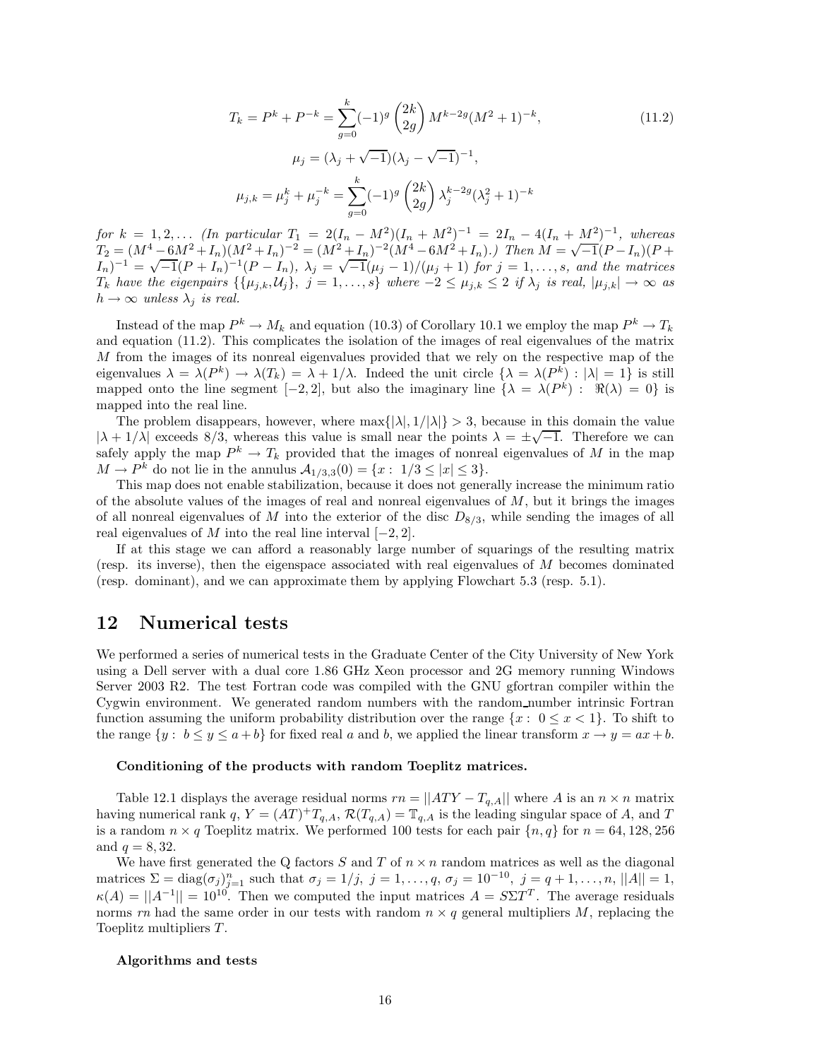$$T_k = P^k + P^{-k} = \sum_{g=0}^{k} (-1)^g \binom{2k}{2g} M^{k-2g}(M^2+1)^{-k}, \tag{11.2}$$

$$\mu_j = (\lambda_j + \sqrt{-1})(\lambda_j - \sqrt{-1})^{-1},$$

$$\mu_{j,k} = \mu_j^k + \mu_j^{-k} = \sum_{g=0}^{k} (-1)^g \binom{2k}{2g} \lambda_j^{k-2g}(\lambda_j^2+1)^{-k}$$

*for* $k = 1, 2, \ldots$ *(In particular* $T_1 = 2(I_n - M^2)(I_n + M^2)^{-1} = 2I_n - 4(I_n + M^2)^{-1}$*, whereas* $T_2 = (M^4 - 6M^2 + I_n)(M^2 + I_n)^{-2} = (M^2 + I_n)^{-2}(M^4 - 6M^2 + I_n)$*.) Then* $M = \sqrt{-1}(P - I_n)(P + I_n)^{-1} = \sqrt{-1}(P + I_n)^{-1}(P - I_n)$*,* $\lambda_j = \sqrt{-1}(\mu_j - 1)/(\mu_j + 1)$ *for* $j = 1, \ldots, s$*, and the matrices* $T_k$ *have the eigenpairs* $\{\{\mu_{j,k}, \mathcal{U}_j\},\ j = 1, \ldots, s\}$ *where* $-2 \le \mu_{j,k} \le 2$ *if* $\lambda_j$ *is real,* $|\mu_{j,k}| \to \infty$ *as* $h \to \infty$ *unless* $\lambda_j$ *is real.*

Instead of the map $P^k \to M_k$ and equation (10.3) of Corollary 10.1 we employ the map $P^k \to T_k$ and equation (11.2). This complicates the isolation of the images of real eigenvalues of the matrix $M$ from the images of its nonreal eigenvalues provided that we rely on the respective map of the eigenvalues $\lambda = \lambda(P^k) \to \lambda(T_k) = \lambda + 1/\lambda$. Indeed the unit circle $\{\lambda = \lambda(P^k) : |\lambda| = 1\}$ is still mapped onto the line segment $[-2, 2]$, but also the imaginary line $\{\lambda = \lambda(P^k) :\ \Re(\lambda) = 0\}$ is mapped into the real line.

The problem disappears, however, where $\max\{|\lambda|, 1/|\lambda|\} > 3$, because in this domain the value $|\lambda + 1/\lambda|$ exceeds $8/3$, whereas this value is small near the points $\lambda = \pm\sqrt{-1}$. Therefore we can safely apply the map $P^k \to T_k$ provided that the images of nonreal eigenvalues of $M$ in the map $M \to P^k$ do not lie in the annulus $\mathcal{A}_{1/3,3}(0) = \{x :\ 1/3 \le |x| \le 3\}$.

This map does not enable stabilization, because it does not generally increase the minimum ratio of the absolute values of the images of real and nonreal eigenvalues of $M$, but it brings the images of all nonreal eigenvalues of $M$ into the exterior of the disc $D_{8/3}$, while sending the images of all real eigenvalues of $M$ into the real line interval $[-2, 2]$.

If at this stage we can afford a reasonably large number of squarings of the resulting matrix (resp. its inverse), then the eigenspace associated with real eigenvalues of $M$ becomes dominated (resp. dominant), and we can approximate them by applying Flowchart 5.3 (resp. 5.1).

## 12 Numerical tests

We performed a series of numerical tests in the Graduate Center of the City University of New York using a Dell server with a dual core 1.86 GHz Xeon processor and 2G memory running Windows Server 2003 R2. The test Fortran code was compiled with the GNU gfortran compiler within the Cygwin environment. We generated random numbers with the random_number intrinsic Fortran function assuming the uniform probability distribution over the range $\{x :\ 0 \le x < 1\}$. To shift to the range $\{y :\ b \le y \le a + b\}$ for fixed real $a$ and $b$, we applied the linear transform $x \to y = ax + b$.

**Conditioning of the products with random Toeplitz matrices.**

Table 12.1 displays the average residual norms $rn = ||ATY - T_{q,A}||$ where $A$ is an $n \times n$ matrix having numerical rank $q$, $Y = (AT)^+ T_{q,A}$, $\mathcal{R}(T_{q,A}) = \mathbb{T}_{q,A}$ is the leading singular space of $A$, and $T$ is a random $n \times q$ Toeplitz matrix. We performed 100 tests for each pair $\{n, q\}$ for $n = 64, 128, 256$ and $q = 8, 32$.

We have first generated the Q factors $S$ and $T$ of $n \times n$ random matrices as well as the diagonal matrices $\Sigma = \mathrm{diag}(\sigma_j)_{j=1}^n$ such that $\sigma_j = 1/j,\ j = 1, \ldots, q$, $\sigma_j = 10^{-10},\ j = q+1, \ldots, n$, $||A|| = 1$, $\kappa(A) = ||A^{-1}|| = 10^{10}$. Then we computed the input matrices $A = S\Sigma T^T$. The average residuals norms $rn$ had the same order in our tests with random $n \times q$ general multipliers $M$, replacing the Toeplitz multipliers $T$.

**Algorithms and tests**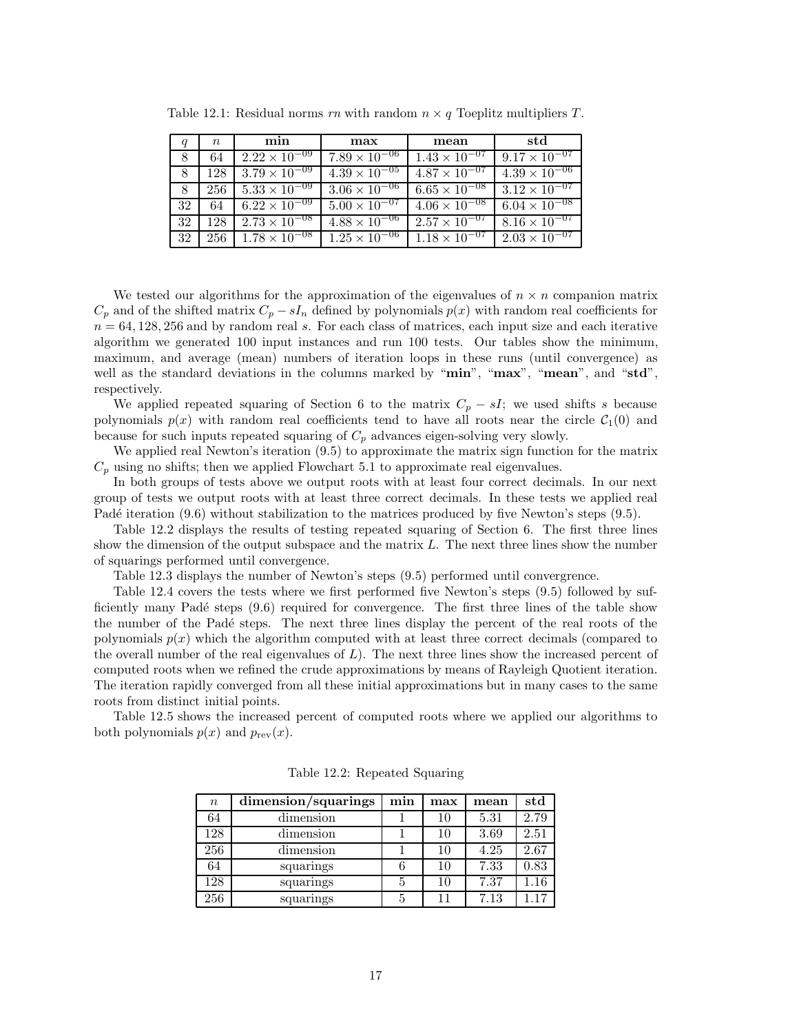Table 12.1: Residual norms $rn$ with random $n \times q$ Toeplitz multipliers $T$.

| $q$ | $n$ | **min** | **max** | **mean** | **std** |
|---|---|---|---|---|---|
| 8 | 64 | $2.22 \times 10^{-09}$ | $7.89 \times 10^{-06}$ | $1.43 \times 10^{-07}$ | $9.17 \times 10^{-07}$ |
| 8 | 128 | $3.79 \times 10^{-09}$ | $4.39 \times 10^{-05}$ | $4.87 \times 10^{-07}$ | $4.39 \times 10^{-06}$ |
| 8 | 256 | $5.33 \times 10^{-09}$ | $3.06 \times 10^{-06}$ | $6.65 \times 10^{-08}$ | $3.12 \times 10^{-07}$ |
| 32 | 64 | $6.22 \times 10^{-09}$ | $5.00 \times 10^{-07}$ | $4.06 \times 10^{-08}$ | $6.04 \times 10^{-08}$ |
| 32 | 128 | $2.73 \times 10^{-08}$ | $4.88 \times 10^{-06}$ | $2.57 \times 10^{-07}$ | $8.16 \times 10^{-07}$ |
| 32 | 256 | $1.78 \times 10^{-08}$ | $1.25 \times 10^{-06}$ | $1.18 \times 10^{-07}$ | $2.03 \times 10^{-07}$ |

We tested our algorithms for the approximation of the eigenvalues of $n \times n$ companion matrix $C_p$ and of the shifted matrix $C_p - sI_n$ defined by polynomials $p(x)$ with random real coefficients for $n = 64, 128, 256$ and by random real $s$. For each class of matrices, each input size and each iterative algorithm we generated 100 input instances and run 100 tests. Our tables show the minimum, maximum, and average (mean) numbers of iteration loops in these runs (until convergence) as well as the standard deviations in the columns marked by "**min**", "**max**", "**mean**", and "**std**", respectively.

We applied repeated squaring of Section 6 to the matrix $C_p - sI$; we used shifts $s$ because polynomials $p(x)$ with random real coefficients tend to have all roots near the circle $\mathcal{C}_1(0)$ and because for such inputs repeated squaring of $C_p$ advances eigen-solving very slowly.

We applied real Newton's iteration (9.5) to approximate the matrix sign function for the matrix $C_p$ using no shifts; then we applied Flowchart 5.1 to approximate real eigenvalues.

In both groups of tests above we output roots with at least four correct decimals. In our next group of tests we output roots with at least three correct decimals. In these tests we applied real Padé iteration (9.6) without stabilization to the matrices produced by five Newton's steps (9.5).

Table 12.2 displays the results of testing repeated squaring of Section 6. The first three lines show the dimension of the output subspace and the matrix $L$. The next three lines show the number of squarings performed until convergence.

Table 12.3 displays the number of Newton's steps (9.5) performed until convergrence.

Table 12.4 covers the tests where we first performed five Newton's steps (9.5) followed by sufficiently many Padé steps (9.6) required for convergence. The first three lines of the table show the number of the Padé steps. The next three lines display the percent of the real roots of the polynomials $p(x)$ which the algorithm computed with at least three correct decimals (compared to the overall number of the real eigenvalues of $L$). The next three lines show the increased percent of computed roots when we refined the crude approximations by means of Rayleigh Quotient iteration. The iteration rapidly converged from all these initial approximations but in many cases to the same roots from distinct initial points.

Table 12.5 shows the increased percent of computed roots where we applied our algorithms to both polynomials $p(x)$ and $p_{\text{rev}}(x)$.

Table 12.2: Repeated Squaring

| $n$ | **dimension/squarings** | **min** | **max** | **mean** | **std** |
|---|---|---|---|---|---|
| 64 | dimension | 1 | 10 | 5.31 | 2.79 |
| 128 | dimension | 1 | 10 | 3.69 | 2.51 |
| 256 | dimension | 1 | 10 | 4.25 | 2.67 |
| 64 | squarings | 6 | 10 | 7.33 | 0.83 |
| 128 | squarings | 5 | 10 | 7.37 | 1.16 |
| 256 | squarings | 5 | 11 | 7.13 | 1.17 |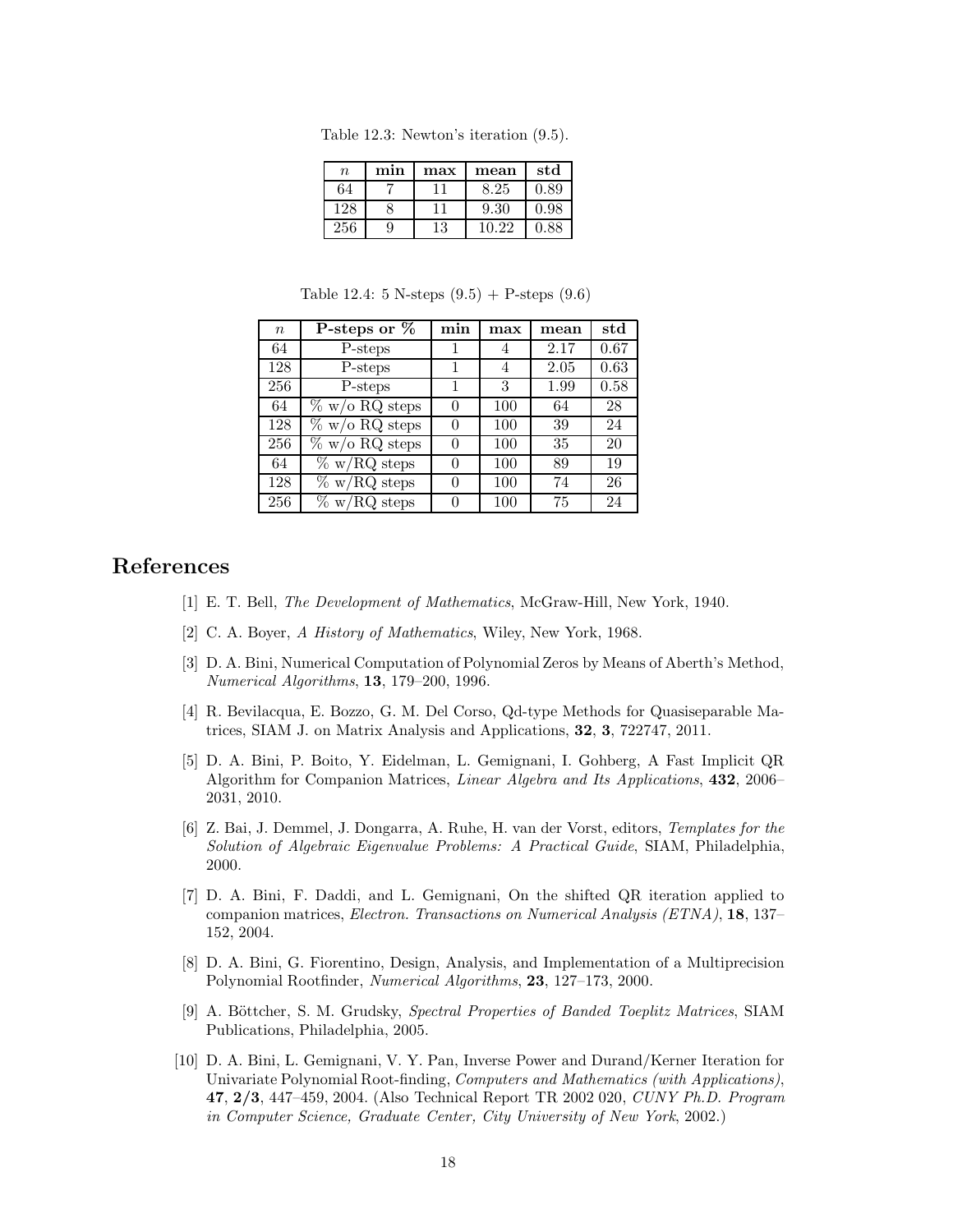Table 12.3: Newton's iteration (9.5).

| $n$ | **min** | **max** | **mean** | **std** |
|---|---|---|---|---|
| 64 | 7 | 11 | 8.25 | 0.89 |
| 128 | 8 | 11 | 9.30 | 0.98 |
| 256 | 9 | 13 | 10.22 | 0.88 |

Table 12.4: 5 N-steps (9.5) + P-steps (9.6)

| $n$ | **P-steps or %** | **min** | **max** | **mean** | **std** |
|---|---|---|---|---|---|
| 64 | P-steps | 1 | 4 | 2.17 | 0.67 |
| 128 | P-steps | 1 | 4 | 2.05 | 0.63 |
| 256 | P-steps | 1 | 3 | 1.99 | 0.58 |
| 64 | % w/o RQ steps | 0 | 100 | 64 | 28 |
| 128 | % w/o RQ steps | 0 | 100 | 39 | 24 |
| 256 | % w/o RQ steps | 0 | 100 | 35 | 20 |
| 64 | % w/RQ steps | 0 | 100 | 89 | 19 |
| 128 | % w/RQ steps | 0 | 100 | 74 | 26 |
| 256 | % w/RQ steps | 0 | 100 | 75 | 24 |

# References

[1] E. T. Bell, *The Development of Mathematics*, McGraw-Hill, New York, 1940.

[2] C. A. Boyer, *A History of Mathematics*, Wiley, New York, 1968.

[3] D. A. Bini, Numerical Computation of Polynomial Zeros by Means of Aberth's Method, *Numerical Algorithms*, **13**, 179–200, 1996.

[4] R. Bevilacqua, E. Bozzo, G. M. Del Corso, Qd-type Methods for Quasiseparable Matrices, SIAM J. on Matrix Analysis and Applications, **32**, **3**, 722747, 2011.

[5] D. A. Bini, P. Boito, Y. Eidelman, L. Gemignani, I. Gohberg, A Fast Implicit QR Algorithm for Companion Matrices, *Linear Algebra and Its Applications*, **432**, 2006–2031, 2010.

[6] Z. Bai, J. Demmel, J. Dongarra, A. Ruhe, H. van der Vorst, editors, *Templates for the Solution of Algebraic Eigenvalue Problems: A Practical Guide*, SIAM, Philadelphia, 2000.

[7] D. A. Bini, F. Daddi, and L. Gemignani, On the shifted QR iteration applied to companion matrices, *Electron. Transactions on Numerical Analysis (ETNA)*, **18**, 137–152, 2004.

[8] D. A. Bini, G. Fiorentino, Design, Analysis, and Implementation of a Multiprecision Polynomial Rootfinder, *Numerical Algorithms*, **23**, 127–173, 2000.

[9] A. Böttcher, S. M. Grudsky, *Spectral Properties of Banded Toeplitz Matrices*, SIAM Publications, Philadelphia, 2005.

[10] D. A. Bini, L. Gemignani, V. Y. Pan, Inverse Power and Durand/Kerner Iteration for Univariate Polynomial Root-finding, *Computers and Mathematics (with Applications)*, **47**, **2/3**, 447–459, 2004. (Also Technical Report TR 2002 020, *CUNY Ph.D. Program in Computer Science, Graduate Center, City University of New York*, 2002.)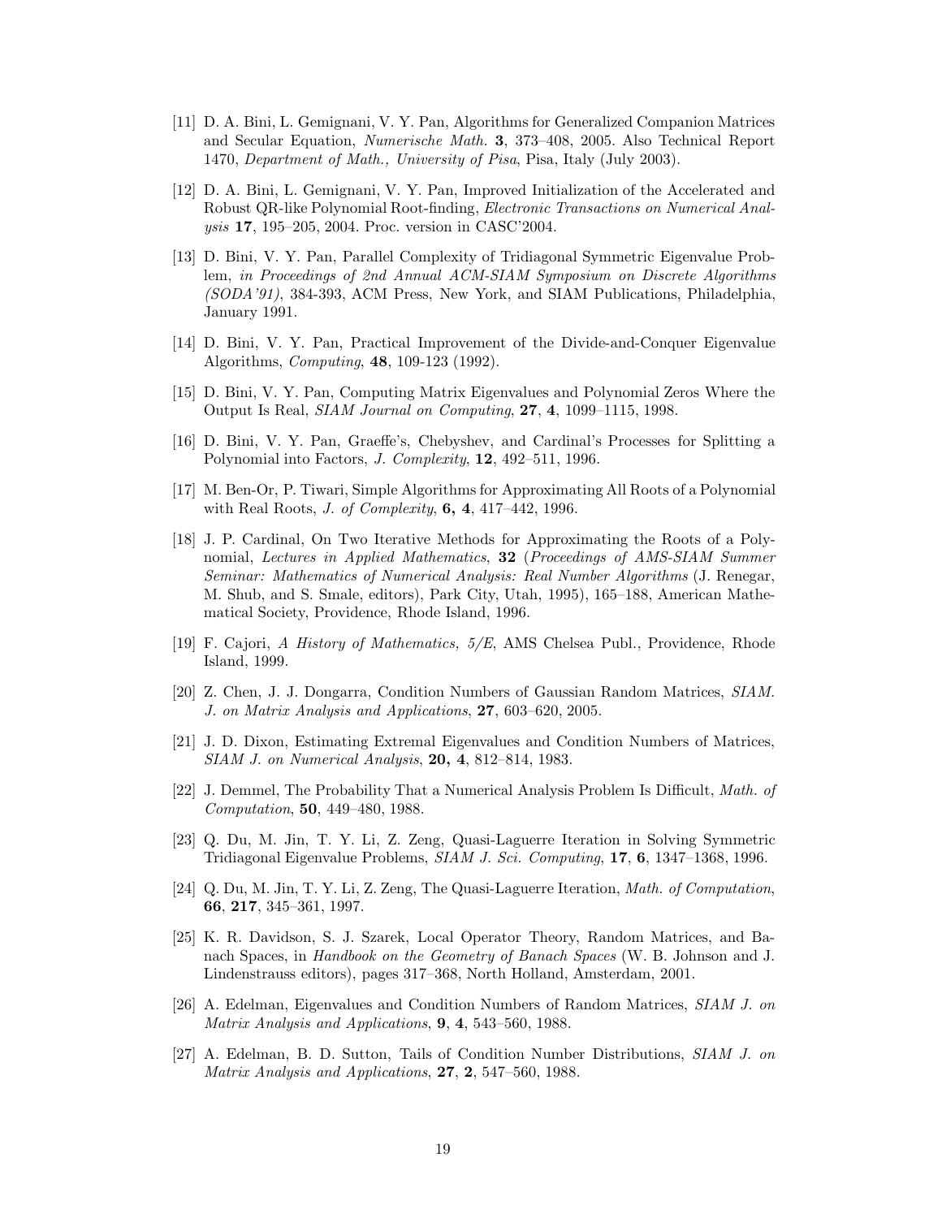[11] D. A. Bini, L. Gemignani, V. Y. Pan, Algorithms for Generalized Companion Matrices and Secular Equation, *Numerische Math.* **3**, 373–408, 2005. Also Technical Report 1470, *Department of Math., University of Pisa*, Pisa, Italy (July 2003).

[12] D. A. Bini, L. Gemignani, V. Y. Pan, Improved Initialization of the Accelerated and Robust QR-like Polynomial Root-finding, *Electronic Transactions on Numerical Analysis* **17**, 195–205, 2004. Proc. version in CASC'2004.

[13] D. Bini, V. Y. Pan, Parallel Complexity of Tridiagonal Symmetric Eigenvalue Problem, *in Proceedings of 2nd Annual ACM-SIAM Symposium on Discrete Algorithms (SODA'91)*, 384-393, ACM Press, New York, and SIAM Publications, Philadelphia, January 1991.

[14] D. Bini, V. Y. Pan, Practical Improvement of the Divide-and-Conquer Eigenvalue Algorithms, *Computing*, **48**, 109-123 (1992).

[15] D. Bini, V. Y. Pan, Computing Matrix Eigenvalues and Polynomial Zeros Where the Output Is Real, *SIAM Journal on Computing*, **27**, **4**, 1099–1115, 1998.

[16] D. Bini, V. Y. Pan, Graeffe's, Chebyshev, and Cardinal's Processes for Splitting a Polynomial into Factors, *J. Complexity*, **12**, 492–511, 1996.

[17] M. Ben-Or, P. Tiwari, Simple Algorithms for Approximating All Roots of a Polynomial with Real Roots, *J. of Complexity*, **6, 4**, 417–442, 1996.

[18] J. P. Cardinal, On Two Iterative Methods for Approximating the Roots of a Polynomial, *Lectures in Applied Mathematics*, **32** (*Proceedings of AMS-SIAM Summer Seminar: Mathematics of Numerical Analysis: Real Number Algorithms* (J. Renegar, M. Shub, and S. Smale, editors), Park City, Utah, 1995), 165–188, American Mathematical Society, Providence, Rhode Island, 1996.

[19] F. Cajori, *A History of Mathematics, 5/E*, AMS Chelsea Publ., Providence, Rhode Island, 1999.

[20] Z. Chen, J. J. Dongarra, Condition Numbers of Gaussian Random Matrices, *SIAM. J. on Matrix Analysis and Applications*, **27**, 603–620, 2005.

[21] J. D. Dixon, Estimating Extremal Eigenvalues and Condition Numbers of Matrices, *SIAM J. on Numerical Analysis*, **20, 4**, 812–814, 1983.

[22] J. Demmel, The Probability That a Numerical Analysis Problem Is Difficult, *Math. of Computation*, **50**, 449–480, 1988.

[23] Q. Du, M. Jin, T. Y. Li, Z. Zeng, Quasi-Laguerre Iteration in Solving Symmetric Tridiagonal Eigenvalue Problems, *SIAM J. Sci. Computing*, **17**, **6**, 1347–1368, 1996.

[24] Q. Du, M. Jin, T. Y. Li, Z. Zeng, The Quasi-Laguerre Iteration, *Math. of Computation*, **66**, **217**, 345–361, 1997.

[25] K. R. Davidson, S. J. Szarek, Local Operator Theory, Random Matrices, and Banach Spaces, in *Handbook on the Geometry of Banach Spaces* (W. B. Johnson and J. Lindenstrauss editors), pages 317–368, North Holland, Amsterdam, 2001.

[26] A. Edelman, Eigenvalues and Condition Numbers of Random Matrices, *SIAM J. on Matrix Analysis and Applications*, **9**, **4**, 543–560, 1988.

[27] A. Edelman, B. D. Sutton, Tails of Condition Number Distributions, *SIAM J. on Matrix Analysis and Applications*, **27**, **2**, 547–560, 1988.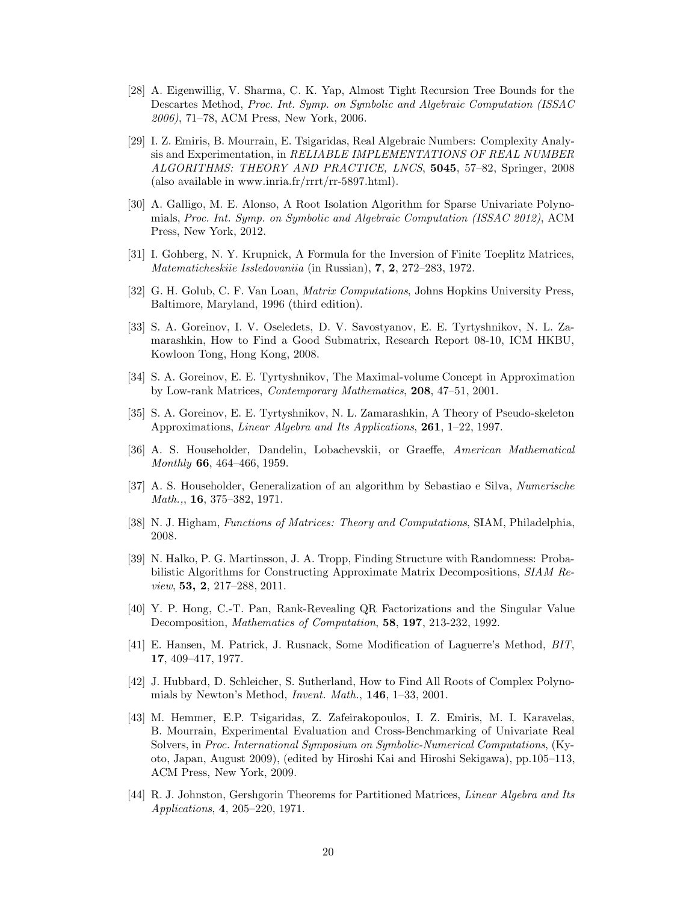[28] A. Eigenwillig, V. Sharma, C. K. Yap, Almost Tight Recursion Tree Bounds for the Descartes Method, *Proc. Int. Symp. on Symbolic and Algebraic Computation (ISSAC 2006)*, 71–78, ACM Press, New York, 2006.

[29] I. Z. Emiris, B. Mourrain, E. Tsigaridas, Real Algebraic Numbers: Complexity Analysis and Experimentation, in *RELIABLE IMPLEMENTATIONS OF REAL NUMBER ALGORITHMS: THEORY AND PRACTICE, LNCS*, **5045**, 57–82, Springer, 2008 (also available in www.inria.fr/rrrt/rr-5897.html).

[30] A. Galligo, M. E. Alonso, A Root Isolation Algorithm for Sparse Univariate Polynomials, *Proc. Int. Symp. on Symbolic and Algebraic Computation (ISSAC 2012)*, ACM Press, New York, 2012.

[31] I. Gohberg, N. Y. Krupnick, A Formula for the Inversion of Finite Toeplitz Matrices, *Matematicheskiie Issledovaniia* (in Russian), **7**, **2**, 272–283, 1972.

[32] G. H. Golub, C. F. Van Loan, *Matrix Computations*, Johns Hopkins University Press, Baltimore, Maryland, 1996 (third edition).

[33] S. A. Goreinov, I. V. Oseledets, D. V. Savostyanov, E. E. Tyrtyshnikov, N. L. Zamarashkin, How to Find a Good Submatrix, Research Report 08-10, ICM HKBU, Kowloon Tong, Hong Kong, 2008.

[34] S. A. Goreinov, E. E. Tyrtyshnikov, The Maximal-volume Concept in Approximation by Low-rank Matrices, *Contemporary Mathematics*, **208**, 47–51, 2001.

[35] S. A. Goreinov, E. E. Tyrtyshnikov, N. L. Zamarashkin, A Theory of Pseudo-skeleton Approximations, *Linear Algebra and Its Applications*, **261**, 1–22, 1997.

[36] A. S. Householder, Dandelin, Lobachevskii, or Graeffe, *American Mathematical Monthly* **66**, 464–466, 1959.

[37] A. S. Householder, Generalization of an algorithm by Sebastiao e Silva, *Numerische Math.,*, **16**, 375–382, 1971.

[38] N. J. Higham, *Functions of Matrices: Theory and Computations*, SIAM, Philadelphia, 2008.

[39] N. Halko, P. G. Martinsson, J. A. Tropp, Finding Structure with Randomness: Probabilistic Algorithms for Constructing Approximate Matrix Decompositions, *SIAM Review*, **53, 2**, 217–288, 2011.

[40] Y. P. Hong, C.-T. Pan, Rank-Revealing QR Factorizations and the Singular Value Decomposition, *Mathematics of Computation*, **58**, **197**, 213-232, 1992.

[41] E. Hansen, M. Patrick, J. Rusnack, Some Modification of Laguerre's Method, *BIT*, **17**, 409–417, 1977.

[42] J. Hubbard, D. Schleicher, S. Sutherland, How to Find All Roots of Complex Polynomials by Newton's Method, *Invent. Math.*, **146**, 1–33, 2001.

[43] M. Hemmer, E.P. Tsigaridas, Z. Zafeirakopoulos, I. Z. Emiris, M. I. Karavelas, B. Mourrain, Experimental Evaluation and Cross-Benchmarking of Univariate Real Solvers, in *Proc. International Symposium on Symbolic-Numerical Computations*, (Kyoto, Japan, August 2009), (edited by Hiroshi Kai and Hiroshi Sekigawa), pp.105–113, ACM Press, New York, 2009.

[44] R. J. Johnston, Gershgorin Theorems for Partitioned Matrices, *Linear Algebra and Its Applications*, **4**, 205–220, 1971.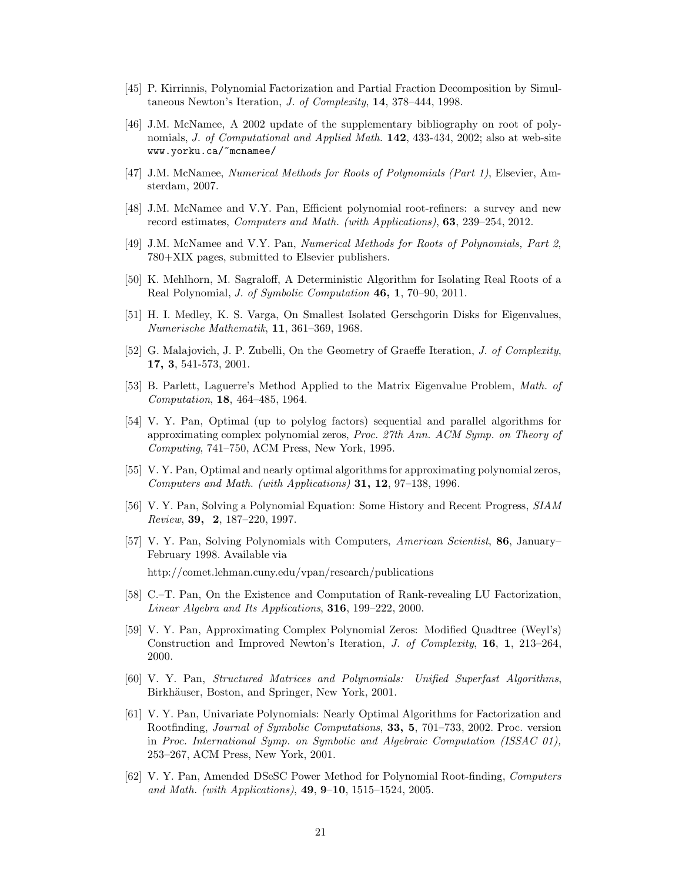[45] P. Kirrinnis, Polynomial Factorization and Partial Fraction Decomposition by Simultaneous Newton's Iteration, *J. of Complexity*, **14**, 378–444, 1998.

[46] J.M. McNamee, A 2002 update of the supplementary bibliography on root of polynomials, *J. of Computational and Applied Math.* **142**, 433-434, 2002; also at web-site `www.yorku.ca/~mcnamee/`

[47] J.M. McNamee, *Numerical Methods for Roots of Polynomials (Part 1)*, Elsevier, Amsterdam, 2007.

[48] J.M. McNamee and V.Y. Pan, Efficient polynomial root-refiners: a survey and new record estimates, *Computers and Math. (with Applications)*, **63**, 239–254, 2012.

[49] J.M. McNamee and V.Y. Pan, *Numerical Methods for Roots of Polynomials, Part 2*, 780+XIX pages, submitted to Elsevier publishers.

[50] K. Mehlhorn, M. Sagraloff, A Deterministic Algorithm for Isolating Real Roots of a Real Polynomial, *J. of Symbolic Computation* **46, 1**, 70–90, 2011.

[51] H. I. Medley, K. S. Varga, On Smallest Isolated Gerschgorin Disks for Eigenvalues, *Numerische Mathematik*, **11**, 361–369, 1968.

[52] G. Malajovich, J. P. Zubelli, On the Geometry of Graeffe Iteration, *J. of Complexity*, **17, 3**, 541-573, 2001.

[53] B. Parlett, Laguerre's Method Applied to the Matrix Eigenvalue Problem, *Math. of Computation*, **18**, 464–485, 1964.

[54] V. Y. Pan, Optimal (up to polylog factors) sequential and parallel algorithms for approximating complex polynomial zeros, *Proc. 27th Ann. ACM Symp. on Theory of Computing*, 741–750, ACM Press, New York, 1995.

[55] V. Y. Pan, Optimal and nearly optimal algorithms for approximating polynomial zeros, *Computers and Math. (with Applications)* **31, 12**, 97–138, 1996.

[56] V. Y. Pan, Solving a Polynomial Equation: Some History and Recent Progress, *SIAM Review*, **39, 2**, 187–220, 1997.

[57] V. Y. Pan, Solving Polynomials with Computers, *American Scientist*, **86**, January–February 1998. Available via

http://comet.lehman.cuny.edu/vpan/research/publications

[58] C.–T. Pan, On the Existence and Computation of Rank-revealing LU Factorization, *Linear Algebra and Its Applications*, **316**, 199–222, 2000.

[59] V. Y. Pan, Approximating Complex Polynomial Zeros: Modified Quadtree (Weyl's) Construction and Improved Newton's Iteration, *J. of Complexity*, **16**, **1**, 213–264, 2000.

[60] V. Y. Pan, *Structured Matrices and Polynomials: Unified Superfast Algorithms*, Birkhäuser, Boston, and Springer, New York, 2001.

[61] V. Y. Pan, Univariate Polynomials: Nearly Optimal Algorithms for Factorization and Rootfinding, *Journal of Symbolic Computations*, **33, 5**, 701–733, 2002. Proc. version in *Proc. International Symp. on Symbolic and Algebraic Computation (ISSAC 01)*, 253–267, ACM Press, New York, 2001.

[62] V. Y. Pan, Amended DSeSC Power Method for Polynomial Root-finding, *Computers and Math. (with Applications)*, **49**, **9–10**, 1515–1524, 2005.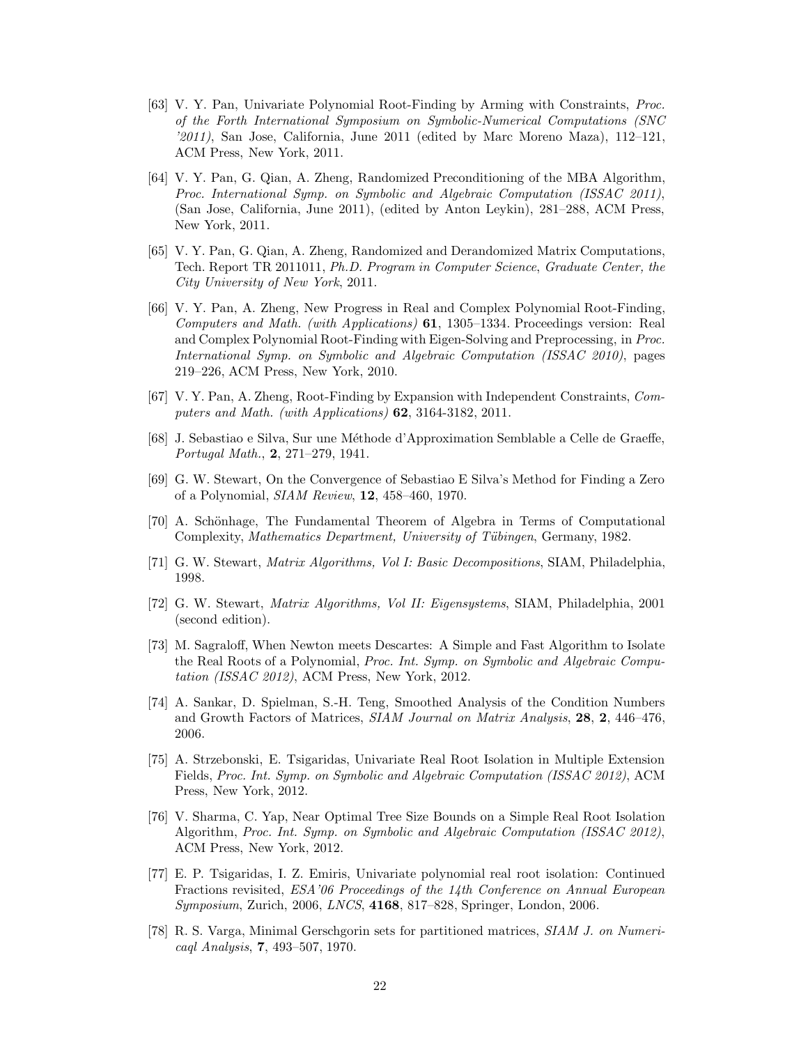[63] V. Y. Pan, Univariate Polynomial Root-Finding by Arming with Constraints, *Proc. of the Forth International Symposium on Symbolic-Numerical Computations (SNC '2011)*, San Jose, California, June 2011 (edited by Marc Moreno Maza), 112–121, ACM Press, New York, 2011.

[64] V. Y. Pan, G. Qian, A. Zheng, Randomized Preconditioning of the MBA Algorithm, *Proc. International Symp. on Symbolic and Algebraic Computation (ISSAC 2011)*, (San Jose, California, June 2011), (edited by Anton Leykin), 281–288, ACM Press, New York, 2011.

[65] V. Y. Pan, G. Qian, A. Zheng, Randomized and Derandomized Matrix Computations, Tech. Report TR 2011011, *Ph.D. Program in Computer Science, Graduate Center, the City University of New York*, 2011.

[66] V. Y. Pan, A. Zheng, New Progress in Real and Complex Polynomial Root-Finding, *Computers and Math. (with Applications)* **61**, 1305–1334. Proceedings version: Real and Complex Polynomial Root-Finding with Eigen-Solving and Preprocessing, in *Proc. International Symp. on Symbolic and Algebraic Computation (ISSAC 2010)*, pages 219–226, ACM Press, New York, 2010.

[67] V. Y. Pan, A. Zheng, Root-Finding by Expansion with Independent Constraints, *Computers and Math. (with Applications)* **62**, 3164-3182, 2011.

[68] J. Sebastiao e Silva, Sur une Méthode d'Approximation Semblable a Celle de Graeffe, *Portugal Math.*, **2**, 271–279, 1941.

[69] G. W. Stewart, On the Convergence of Sebastiao E Silva's Method for Finding a Zero of a Polynomial, *SIAM Review*, **12**, 458–460, 1970.

[70] A. Schönhage, The Fundamental Theorem of Algebra in Terms of Computational Complexity, *Mathematics Department, University of Tübingen*, Germany, 1982.

[71] G. W. Stewart, *Matrix Algorithms, Vol I: Basic Decompositions*, SIAM, Philadelphia, 1998.

[72] G. W. Stewart, *Matrix Algorithms, Vol II: Eigensystems*, SIAM, Philadelphia, 2001 (second edition).

[73] M. Sagraloff, When Newton meets Descartes: A Simple and Fast Algorithm to Isolate the Real Roots of a Polynomial, *Proc. Int. Symp. on Symbolic and Algebraic Computation (ISSAC 2012)*, ACM Press, New York, 2012.

[74] A. Sankar, D. Spielman, S.-H. Teng, Smoothed Analysis of the Condition Numbers and Growth Factors of Matrices, *SIAM Journal on Matrix Analysis*, **28**, **2**, 446–476, 2006.

[75] A. Strzebonski, E. Tsigaridas, Univariate Real Root Isolation in Multiple Extension Fields, *Proc. Int. Symp. on Symbolic and Algebraic Computation (ISSAC 2012)*, ACM Press, New York, 2012.

[76] V. Sharma, C. Yap, Near Optimal Tree Size Bounds on a Simple Real Root Isolation Algorithm, *Proc. Int. Symp. on Symbolic and Algebraic Computation (ISSAC 2012)*, ACM Press, New York, 2012.

[77] E. P. Tsigaridas, I. Z. Emiris, Univariate polynomial real root isolation: Continued Fractions revisited, *ESA'06 Proceedings of the 14th Conference on Annual European Symposium*, Zurich, 2006, *LNCS*, **4168**, 817–828, Springer, London, 2006.

[78] R. S. Varga, Minimal Gerschgorin sets for partitioned matrices, *SIAM J. on Numericaql Analysis*, **7**, 493–507, 1970.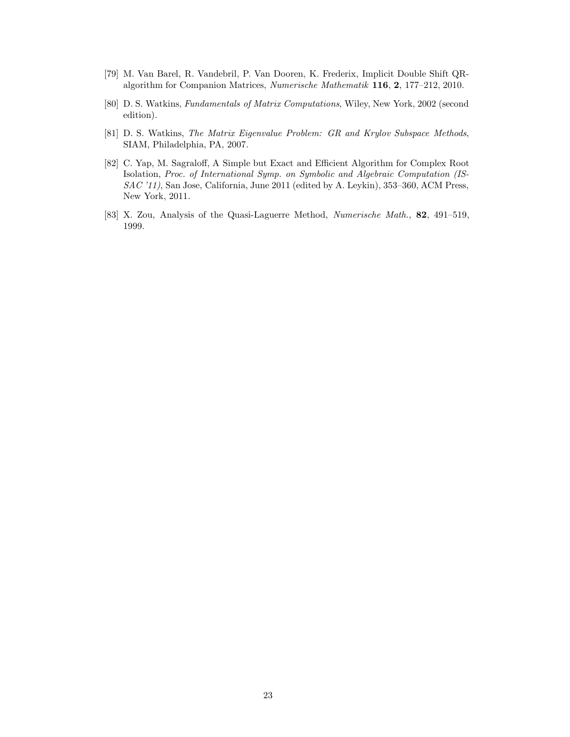[79] M. Van Barel, R. Vandebril, P. Van Dooren, K. Frederix, Implicit Double Shift QR-algorithm for Companion Matrices, *Numerische Mathematik* **116**, **2**, 177–212, 2010.

[80] D. S. Watkins, *Fundamentals of Matrix Computations*, Wiley, New York, 2002 (second edition).

[81] D. S. Watkins, *The Matrix Eigenvalue Problem: GR and Krylov Subspace Methods*, SIAM, Philadelphia, PA, 2007.

[82] C. Yap, M. Sagraloff, A Simple but Exact and Efficient Algorithm for Complex Root Isolation, *Proc. of International Symp. on Symbolic and Algebraic Computation (ISSAC '11)*, San Jose, California, June 2011 (edited by A. Leykin), 353–360, ACM Press, New York, 2011.

[83] X. Zou, Analysis of the Quasi-Laguerre Method, *Numerische Math.*, **82**, 491–519, 1999.